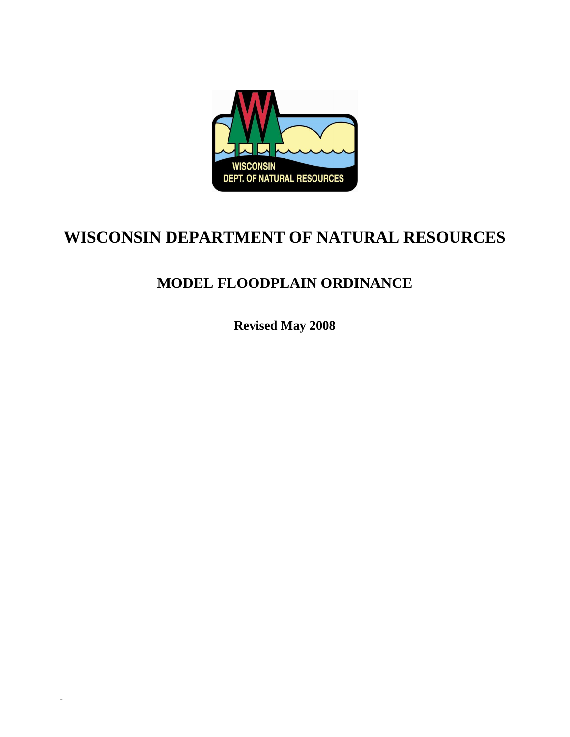# WISCONSIN DEPARTMENT OF NATURAL RESOURCES

## MODEL FLOODPLAIN ORDINANCE

**Revised May 2008**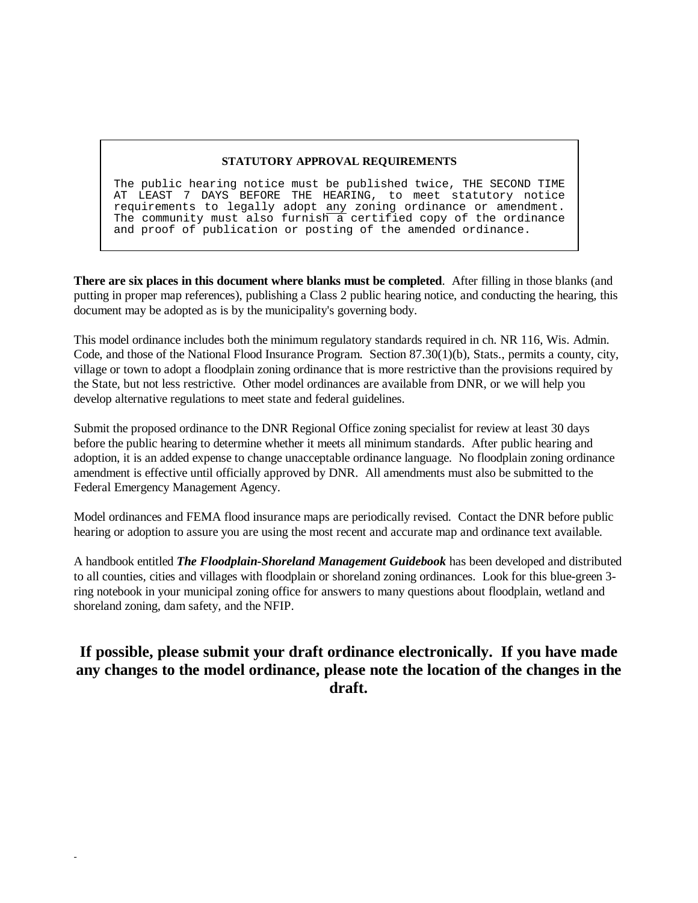**STATUTORY APPROVAL REQUIREMENTS**

The public hearing notice must be published twice, THE SECOND TIME AT LEAST 7 DAYS BEFORE THE HEARING, to meet statutory notice requirements to legally adopt <u>any</u> zoning ordinance or amendment. The community must also furnish a certified copy of the ordinance and proof of publication or posting of the amended ordinance.

**There are six places in this document where blanks must be completed**. After filling in those blanks (and putting in proper map references), publishing a Class 2 public hearing notice, and conducting the hearing, this document may be adopted as is by the municipality's governing body.

This model ordinance includes both the minimum regulatory standards required in ch. NR 116, Wis. Admin. Code, and those of the National Flood Insurance Program. Section 87.30(1)(b), Stats., permits a county, city, village or town to adopt a floodplain zoning ordinance that is more restrictive than the provisions required by the State, but not less restrictive. Other model ordinances are available from DNR, or we will help you develop alternative regulations to meet state and federal guidelines.

Submit the proposed ordinance to the DNR Regional Office zoning specialist for review at least 30 days before the public hearing to determine whether it meets all minimum standards. After public hearing and adoption, it is an added expense to change unacceptable ordinance language. No floodplain zoning ordinance amendment is effective until officially approved by DNR. All amendments must also be submitted to the Federal Emergency Management Agency.

Model ordinances and FEMA flood insurance maps are periodically revised. Contact the DNR before public hearing or adoption to assure you are using the most recent and accurate map and ordinance text available.

A handbook entitled ***The Floodplain-Shoreland Management Guidebook*** has been developed and distributed to all counties, cities and villages with floodplain or shoreland zoning ordinances. Look for this blue-green 3-ring notebook in your municipal zoning office for answers to many questions about floodplain, wetland and shoreland zoning, dam safety, and the NFIP.

## If possible, please submit your draft ordinance electronically. If you have made any changes to the model ordinance, please note the location of the changes in the draft.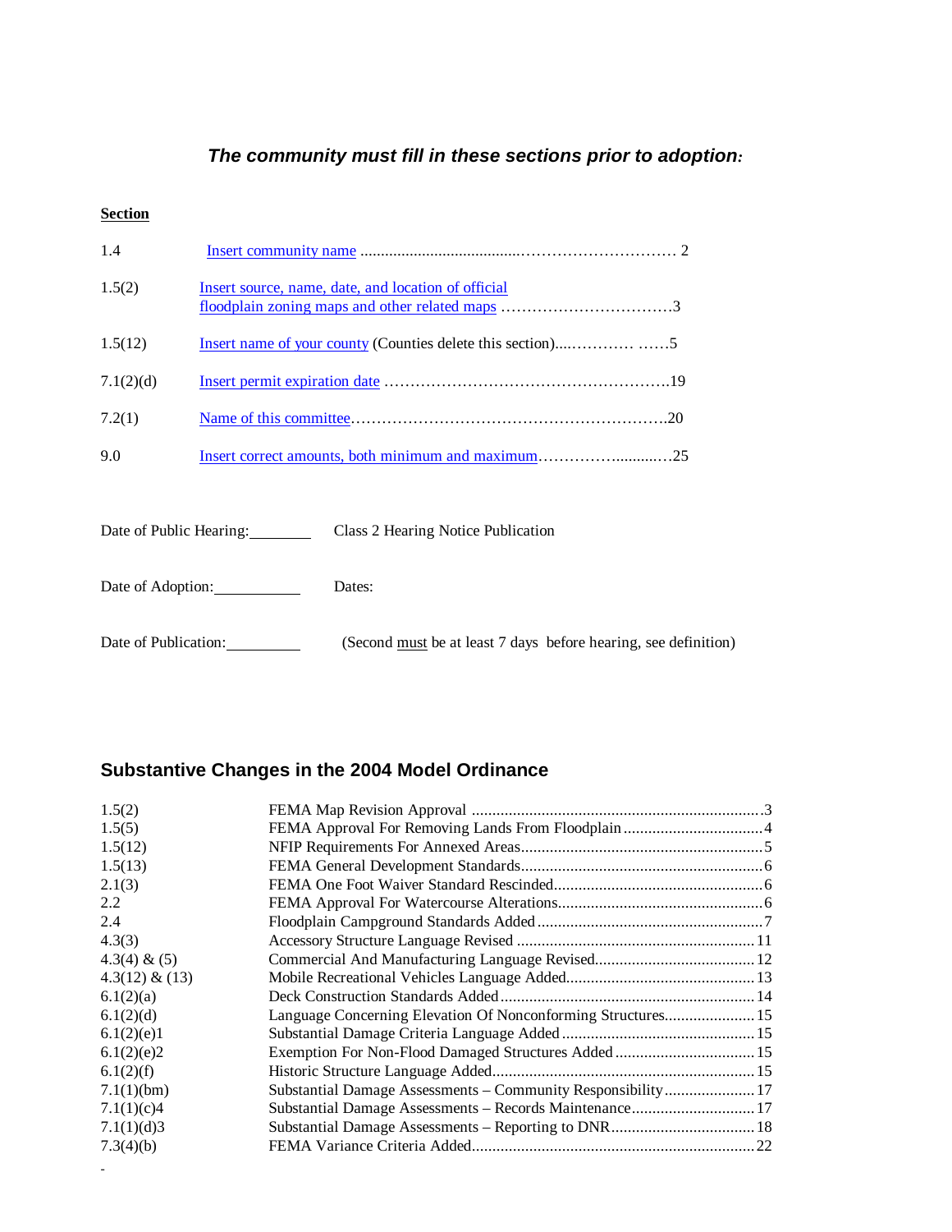### ***The community must fill in these sections prior to adoption:***

**Section**

| | | |
|---|---|---|
| 1.4 | Insert community name | 2 |
| 1.5(2) | Insert source, name, date, and location of official floodplain zoning maps and other related maps | 3 |
| 1.5(12) | Insert name of your county (Counties delete this section) | 5 |
| 7.1(2)(d) | Insert permit expiration date | 19 |
| 7.2(1) | Name of this committee | 20 |
| 9.0 | Insert correct amounts, both minimum and maximum | 25 |

Date of Public Hearing:________ Class 2 Hearing Notice Publication

Date of Adoption:___________ Dates:

Date of Publication:__________ (Second must be at least 7 days before hearing, see definition)

## Substantive Changes in the 2004 Model Ordinance

| | | |
|---|---|---|
| 1.5(2) | FEMA Map Revision Approval | 3 |
| 1.5(5) | FEMA Approval For Removing Lands From Floodplain | 4 |
| 1.5(12) | NFIP Requirements For Annexed Areas | 5 |
| 1.5(13) | FEMA General Development Standards | 6 |
| 2.1(3) | FEMA One Foot Waiver Standard Rescinded | 6 |
| 2.2 | FEMA Approval For Watercourse Alterations | 6 |
| 2.4 | Floodplain Campground Standards Added | 7 |
| 4.3(3) | Accessory Structure Language Revised | 11 |
| 4.3(4) & (5) | Commercial And Manufacturing Language Revised | 12 |
| 4.3(12) & (13) | Mobile Recreational Vehicles Language Added | 13 |
| 6.1(2)(a) | Deck Construction Standards Added | 14 |
| 6.1(2)(d) | Language Concerning Elevation Of Nonconforming Structures | 15 |
| 6.1(2)(e)1 | Substantial Damage Criteria Language Added | 15 |
| 6.1(2)(e)2 | Exemption For Non-Flood Damaged Structures Added | 15 |
| 6.1(2)(f) | Historic Structure Language Added | 15 |
| 7.1(1)(bm) | Substantial Damage Assessments – Community Responsibility | 17 |
| 7.1(1)(c)4 | Substantial Damage Assessments – Records Maintenance | 17 |
| 7.1(1)(d)3 | Substantial Damage Assessments – Reporting to DNR | 18 |
| 7.3(4)(b) | FEMA Variance Criteria Added | 22 |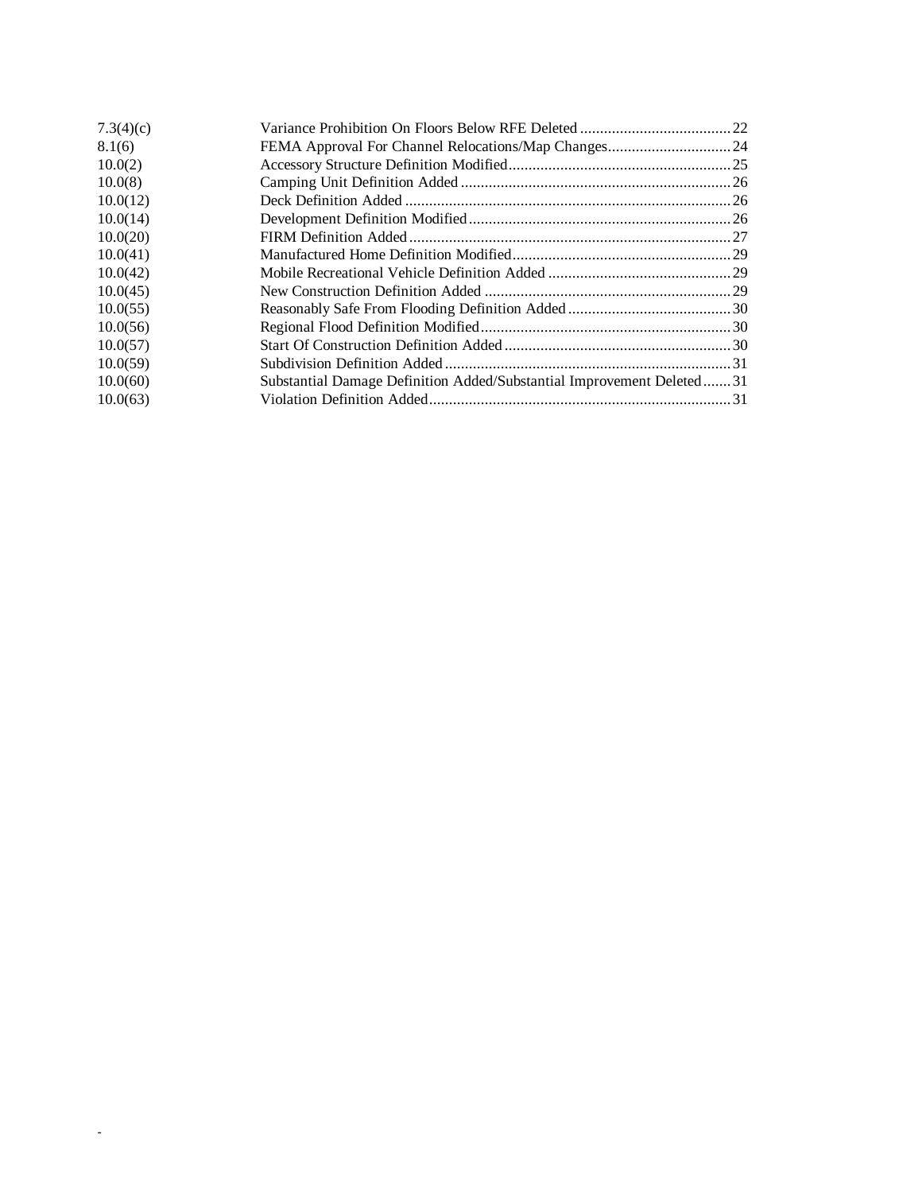| | | |
|---|---|---|
| 7.3(4)(c) | Variance Prohibition On Floors Below RFE Deleted | 22 |
| 8.1(6) | FEMA Approval For Channel Relocations/Map Changes | 24 |
| 10.0(2) | Accessory Structure Definition Modified | 25 |
| 10.0(8) | Camping Unit Definition Added | 26 |
| 10.0(12) | Deck Definition Added | 26 |
| 10.0(14) | Development Definition Modified | 26 |
| 10.0(20) | FIRM Definition Added | 27 |
| 10.0(41) | Manufactured Home Definition Modified | 29 |
| 10.0(42) | Mobile Recreational Vehicle Definition Added | 29 |
| 10.0(45) | New Construction Definition Added | 29 |
| 10.0(55) | Reasonably Safe From Flooding Definition Added | 30 |
| 10.0(56) | Regional Flood Definition Modified | 30 |
| 10.0(57) | Start Of Construction Definition Added | 30 |
| 10.0(59) | Subdivision Definition Added | 31 |
| 10.0(60) | Substantial Damage Definition Added/Substantial Improvement Deleted | 31 |
| 10.0(63) | Violation Definition Added | 31 |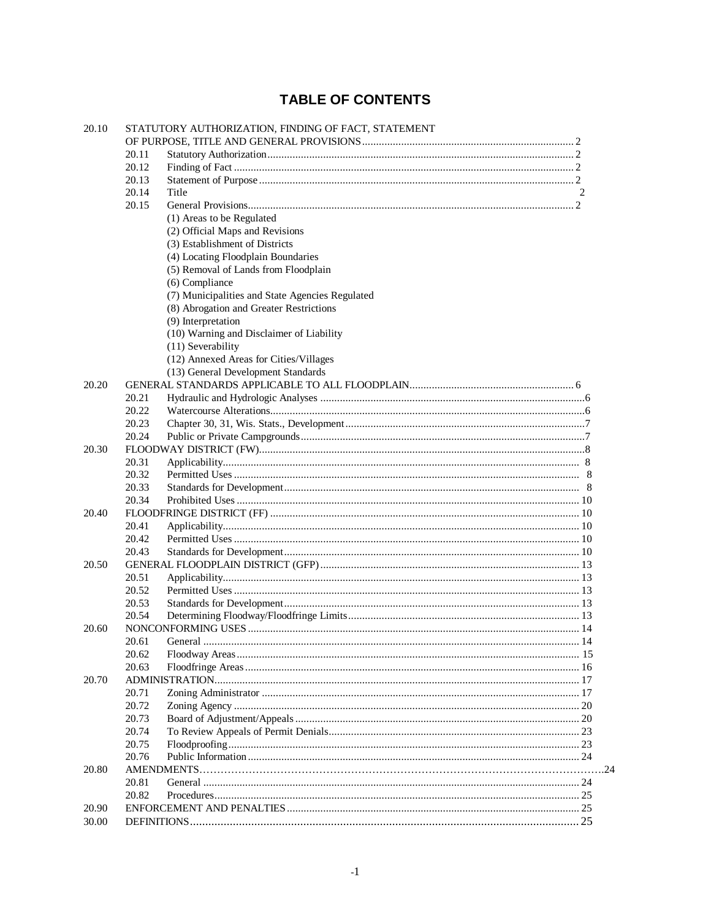# TABLE OF CONTENTS

| | | | |
|---|---|---|---|
| 20.10 | STATUTORY AUTHORIZATION, FINDING OF FACT, STATEMENT OF PURPOSE, TITLE AND GENERAL PROVISIONS | | 2 |
| | 20.11 | Statutory Authorization | 2 |
| | 20.12 | Finding of Fact | 2 |
| | 20.13 | Statement of Purpose | 2 |
| | 20.14 | Title | 2 |
| | 20.15 | General Provisions | 2 |
| | | (1) Areas to be Regulated | |
| | | (2) Official Maps and Revisions | |
| | | (3) Establishment of Districts | |
| | | (4) Locating Floodplain Boundaries | |
| | | (5) Removal of Lands from Floodplain | |
| | | (6) Compliance | |
| | | (7) Municipalities and State Agencies Regulated | |
| | | (8) Abrogation and Greater Restrictions | |
| | | (9) Interpretation | |
| | | (10) Warning and Disclaimer of Liability | |
| | | (11) Severability | |
| | | (12) Annexed Areas for Cities/Villages | |
| | | (13) General Development Standards | |
| 20.20 | GENERAL STANDARDS APPLICABLE TO ALL FLOODPLAIN | | 6 |
| | 20.21 | Hydraulic and Hydrologic Analyses | 6 |
| | 20.22 | Watercourse Alterations | 6 |
| | 20.23 | Chapter 30, 31, Wis. Stats., Development | 7 |
| | 20.24 | Public or Private Campgrounds | 7 |
| 20.30 | FLOODWAY DISTRICT (FW) | | 8 |
| | 20.31 | Applicability | 8 |
| | 20.32 | Permitted Uses | 8 |
| | 20.33 | Standards for Development | 8 |
| | 20.34 | Prohibited Uses | 10 |
| 20.40 | FLOODFRINGE DISTRICT (FF) | | 10 |
| | 20.41 | Applicability | 10 |
| | 20.42 | Permitted Uses | 10 |
| | 20.43 | Standards for Development | 10 |
| 20.50 | GENERAL FLOODPLAIN DISTRICT (GFP) | | 13 |
| | 20.51 | Applicability | 13 |
| | 20.52 | Permitted Uses | 13 |
| | 20.53 | Standards for Development | 13 |
| | 20.54 | Determining Floodway/Floodfringe Limits | 13 |
| 20.60 | NONCONFORMING USES | | 14 |
| | 20.61 | General | 14 |
| | 20.62 | Floodway Areas | 15 |
| | 20.63 | Floodfringe Areas | 16 |
| 20.70 | ADMINISTRATION | | 17 |
| | 20.71 | Zoning Administrator | 17 |
| | 20.72 | Zoning Agency | 20 |
| | 20.73 | Board of Adjustment/Appeals | 20 |
| | 20.74 | To Review Appeals of Permit Denials | 23 |
| | 20.75 | Floodproofing | 23 |
| | 20.76 | Public Information | 24 |
| 20.80 | AMENDMENTS | | 24 |
| | 20.81 | General | 24 |
| | 20.82 | Procedures | 25 |
| 20.90 | ENFORCEMENT AND PENALTIES | | 25 |
| 30.00 | DEFINITIONS | | 25 |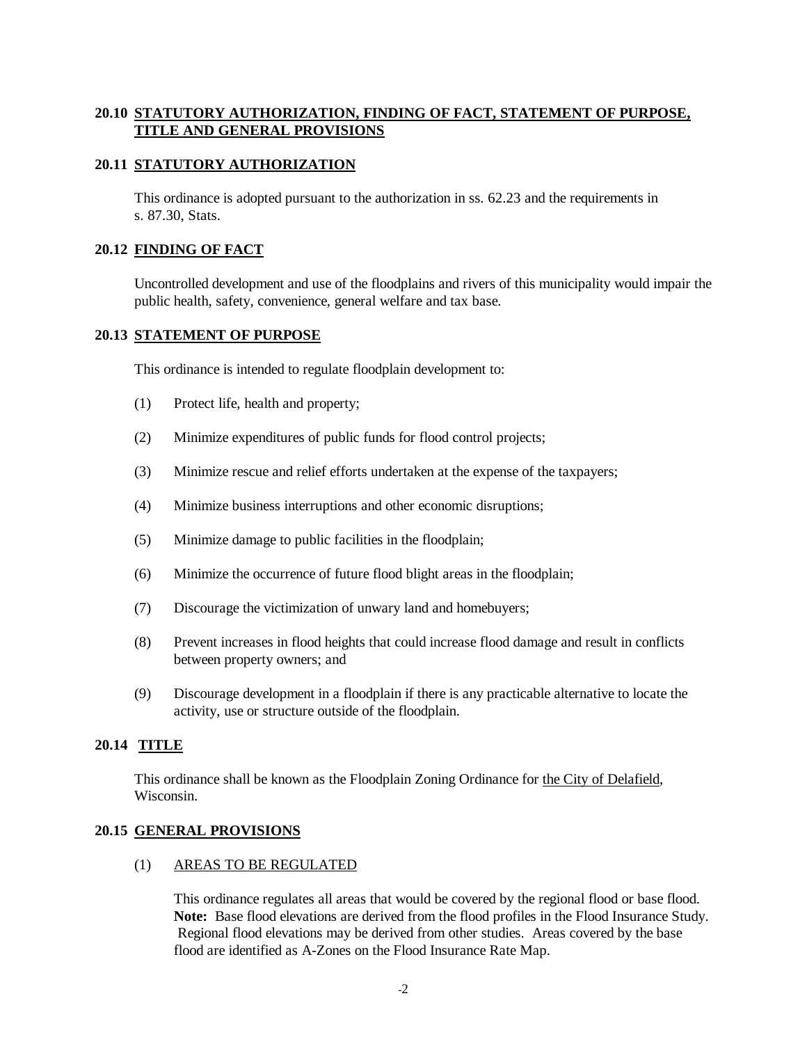## 20.10 STATUTORY AUTHORIZATION, FINDING OF FACT, STATEMENT OF PURPOSE, TITLE AND GENERAL PROVISIONS

### 20.11 STATUTORY AUTHORIZATION

This ordinance is adopted pursuant to the authorization in ss. 62.23 and the requirements in s. 87.30, Stats.

### 20.12 FINDING OF FACT

Uncontrolled development and use of the floodplains and rivers of this municipality would impair the public health, safety, convenience, general welfare and tax base.

### 20.13 STATEMENT OF PURPOSE

This ordinance is intended to regulate floodplain development to:

(1) Protect life, health and property;

(2) Minimize expenditures of public funds for flood control projects;

(3) Minimize rescue and relief efforts undertaken at the expense of the taxpayers;

(4) Minimize business interruptions and other economic disruptions;

(5) Minimize damage to public facilities in the floodplain;

(6) Minimize the occurrence of future flood blight areas in the floodplain;

(7) Discourage the victimization of unwary land and homebuyers;

(8) Prevent increases in flood heights that could increase flood damage and result in conflicts between property owners; and

(9) Discourage development in a floodplain if there is any practicable alternative to locate the activity, use or structure outside of the floodplain.

### 20.14 TITLE

This ordinance shall be known as the Floodplain Zoning Ordinance for the City of Delafield, Wisconsin.

### 20.15 GENERAL PROVISIONS

(1) AREAS TO BE REGULATED

This ordinance regulates all areas that would be covered by the regional flood or base flood. **Note:** Base flood elevations are derived from the flood profiles in the Flood Insurance Study. Regional flood elevations may be derived from other studies. Areas covered by the base flood are identified as A-Zones on the Flood Insurance Rate Map.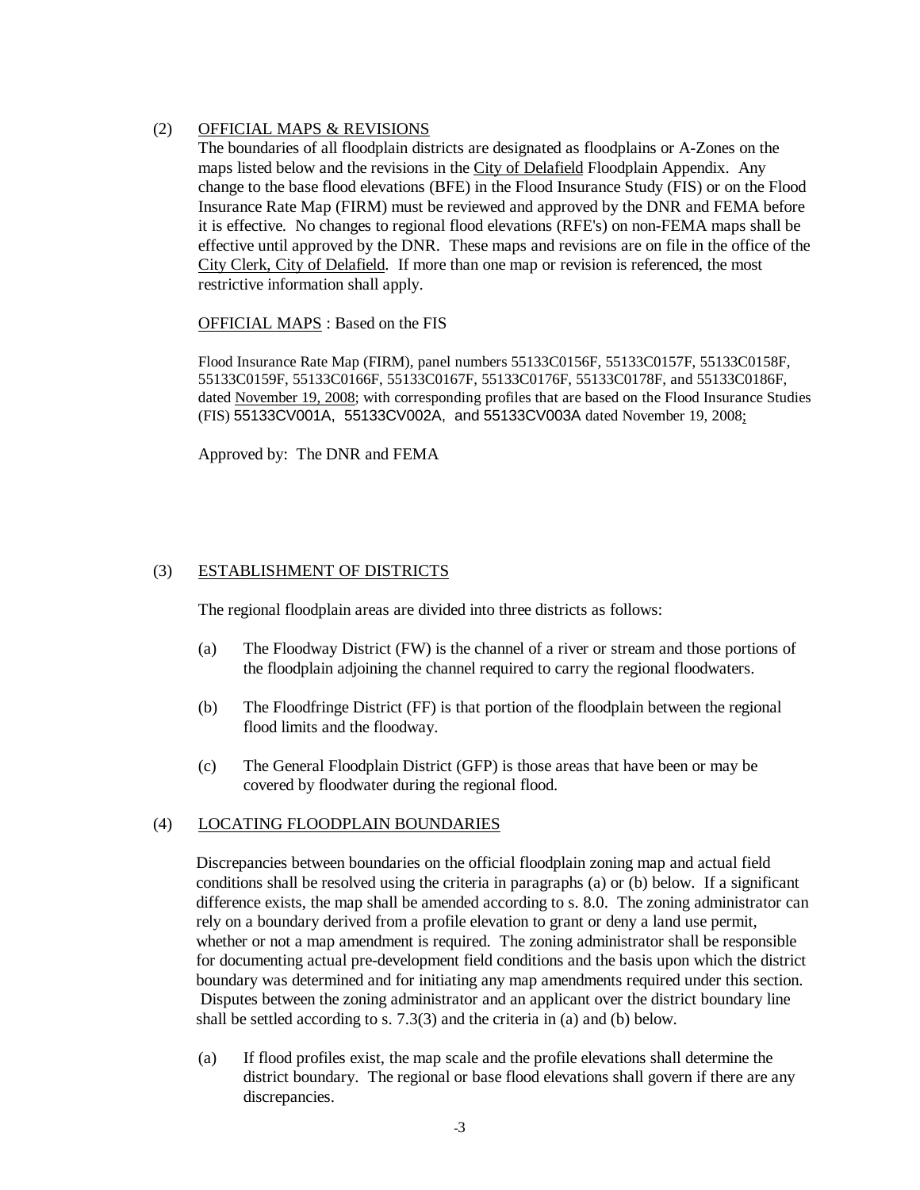(2) <u>OFFICIAL MAPS & REVISIONS</u>

The boundaries of all floodplain districts are designated as floodplains or A-Zones on the maps listed below and the revisions in the <u>City of Delafield</u> Floodplain Appendix. Any change to the base flood elevations (BFE) in the Flood Insurance Study (FIS) or on the Flood Insurance Rate Map (FIRM) must be reviewed and approved by the DNR and FEMA before it is effective. No changes to regional flood elevations (RFE's) on non-FEMA maps shall be effective until approved by the DNR. These maps and revisions are on file in the office of the <u>City Clerk, City of Delafield</u>. If more than one map or revision is referenced, the most restrictive information shall apply.

<u>OFFICIAL MAPS</u> : Based on the FIS

Flood Insurance Rate Map (FIRM), panel numbers 55133C0156F, 55133C0157F, 55133C0158F, 55133C0159F, 55133C0166F, 55133C0167F, 55133C0176F, 55133C0178F, and 55133C0186F, dated <u>November 19, 2008</u>; with corresponding profiles that are based on the Flood Insurance Studies (FIS) 55133CV001A, 55133CV002A, and 55133CV003A dated November 19, 2008;

Approved by: The DNR and FEMA

(3) <u>ESTABLISHMENT OF DISTRICTS</u>

The regional floodplain areas are divided into three districts as follows:

(a) The Floodway District (FW) is the channel of a river or stream and those portions of the floodplain adjoining the channel required to carry the regional floodwaters.

(b) The Floodfringe District (FF) is that portion of the floodplain between the regional flood limits and the floodway.

(c) The General Floodplain District (GFP) is those areas that have been or may be covered by floodwater during the regional flood.

(4) <u>LOCATING FLOODPLAIN BOUNDARIES</u>

Discrepancies between boundaries on the official floodplain zoning map and actual field conditions shall be resolved using the criteria in paragraphs (a) or (b) below. If a significant difference exists, the map shall be amended according to s. 8.0. The zoning administrator can rely on a boundary derived from a profile elevation to grant or deny a land use permit, whether or not a map amendment is required. The zoning administrator shall be responsible for documenting actual pre-development field conditions and the basis upon which the district boundary was determined and for initiating any map amendments required under this section. Disputes between the zoning administrator and an applicant over the district boundary line shall be settled according to s. 7.3(3) and the criteria in (a) and (b) below.

(a) If flood profiles exist, the map scale and the profile elevations shall determine the district boundary. The regional or base flood elevations shall govern if there are any discrepancies.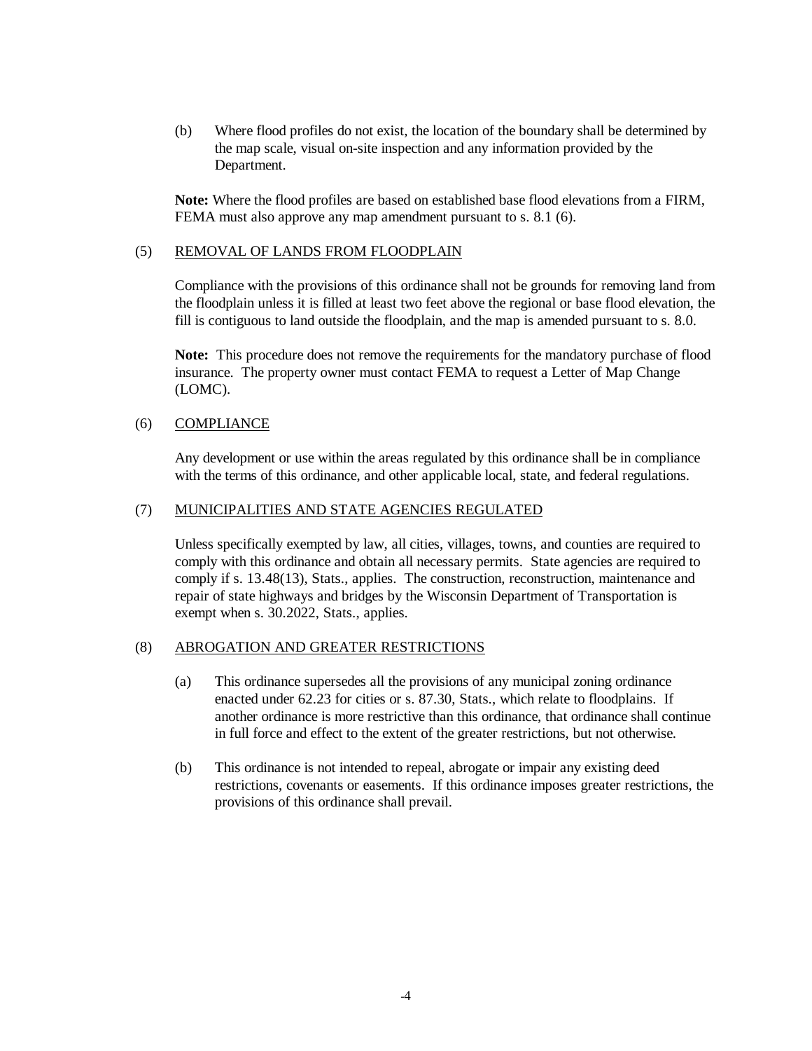(b) Where flood profiles do not exist, the location of the boundary shall be determined by the map scale, visual on-site inspection and any information provided by the Department.

**Note:** Where the flood profiles are based on established base flood elevations from a FIRM, FEMA must also approve any map amendment pursuant to s. 8.1 (6).

(5) REMOVAL OF LANDS FROM FLOODPLAIN

Compliance with the provisions of this ordinance shall not be grounds for removing land from the floodplain unless it is filled at least two feet above the regional or base flood elevation, the fill is contiguous to land outside the floodplain, and the map is amended pursuant to s. 8.0.

**Note:** This procedure does not remove the requirements for the mandatory purchase of flood insurance. The property owner must contact FEMA to request a Letter of Map Change (LOMC).

(6) COMPLIANCE

Any development or use within the areas regulated by this ordinance shall be in compliance with the terms of this ordinance, and other applicable local, state, and federal regulations.

(7) MUNICIPALITIES AND STATE AGENCIES REGULATED

Unless specifically exempted by law, all cities, villages, towns, and counties are required to comply with this ordinance and obtain all necessary permits. State agencies are required to comply if s. 13.48(13), Stats., applies. The construction, reconstruction, maintenance and repair of state highways and bridges by the Wisconsin Department of Transportation is exempt when s. 30.2022, Stats., applies.

(8) ABROGATION AND GREATER RESTRICTIONS

(a) This ordinance supersedes all the provisions of any municipal zoning ordinance enacted under 62.23 for cities or s. 87.30, Stats., which relate to floodplains. If another ordinance is more restrictive than this ordinance, that ordinance shall continue in full force and effect to the extent of the greater restrictions, but not otherwise.

(b) This ordinance is not intended to repeal, abrogate or impair any existing deed restrictions, covenants or easements. If this ordinance imposes greater restrictions, the provisions of this ordinance shall prevail.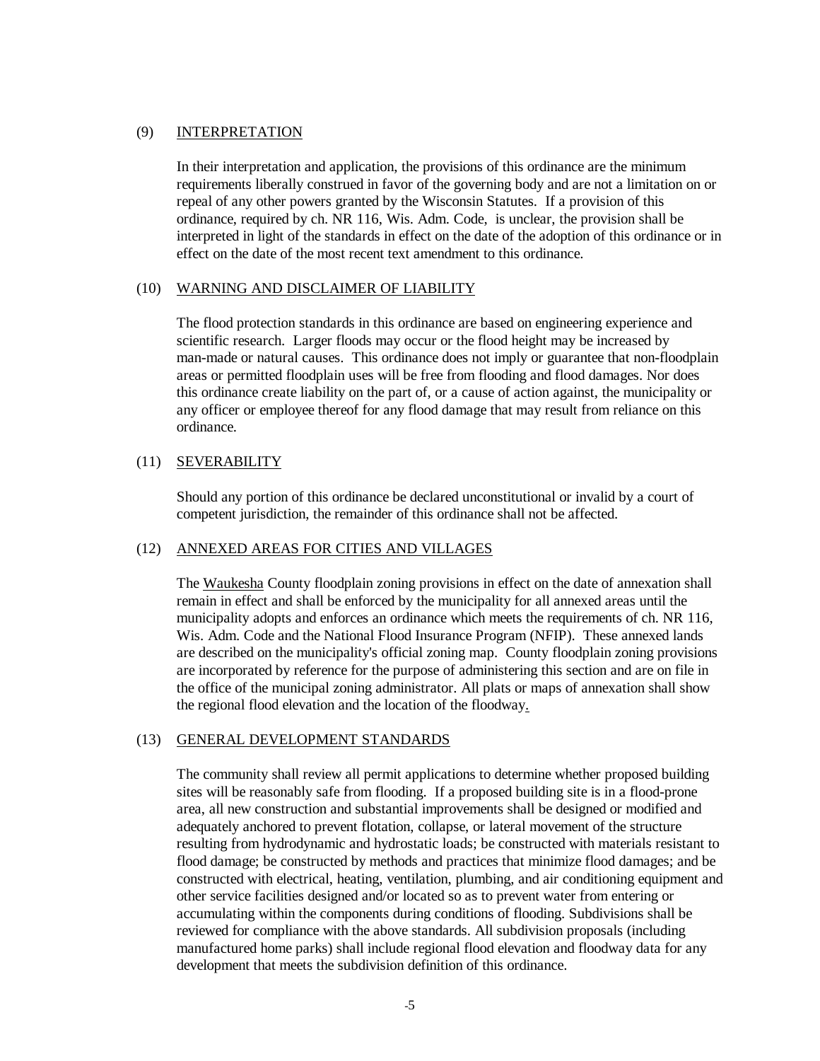(9) INTERPRETATION

In their interpretation and application, the provisions of this ordinance are the minimum requirements liberally construed in favor of the governing body and are not a limitation on or repeal of any other powers granted by the Wisconsin Statutes. If a provision of this ordinance, required by ch. NR 116, Wis. Adm. Code, is unclear, the provision shall be interpreted in light of the standards in effect on the date of the adoption of this ordinance or in effect on the date of the most recent text amendment to this ordinance.

(10) WARNING AND DISCLAIMER OF LIABILITY

The flood protection standards in this ordinance are based on engineering experience and scientific research. Larger floods may occur or the flood height may be increased by man-made or natural causes. This ordinance does not imply or guarantee that non-floodplain areas or permitted floodplain uses will be free from flooding and flood damages. Nor does this ordinance create liability on the part of, or a cause of action against, the municipality or any officer or employee thereof for any flood damage that may result from reliance on this ordinance.

(11) SEVERABILITY

Should any portion of this ordinance be declared unconstitutional or invalid by a court of competent jurisdiction, the remainder of this ordinance shall not be affected.

(12) ANNEXED AREAS FOR CITIES AND VILLAGES

The Waukesha County floodplain zoning provisions in effect on the date of annexation shall remain in effect and shall be enforced by the municipality for all annexed areas until the municipality adopts and enforces an ordinance which meets the requirements of ch. NR 116, Wis. Adm. Code and the National Flood Insurance Program (NFIP). These annexed lands are described on the municipality's official zoning map. County floodplain zoning provisions are incorporated by reference for the purpose of administering this section and are on file in the office of the municipal zoning administrator. All plats or maps of annexation shall show the regional flood elevation and the location of the floodway.

(13) GENERAL DEVELOPMENT STANDARDS

The community shall review all permit applications to determine whether proposed building sites will be reasonably safe from flooding. If a proposed building site is in a flood-prone area, all new construction and substantial improvements shall be designed or modified and adequately anchored to prevent flotation, collapse, or lateral movement of the structure resulting from hydrodynamic and hydrostatic loads; be constructed with materials resistant to flood damage; be constructed by methods and practices that minimize flood damages; and be constructed with electrical, heating, ventilation, plumbing, and air conditioning equipment and other service facilities designed and/or located so as to prevent water from entering or accumulating within the components during conditions of flooding. Subdivisions shall be reviewed for compliance with the above standards. All subdivision proposals (including manufactured home parks) shall include regional flood elevation and floodway data for any development that meets the subdivision definition of this ordinance.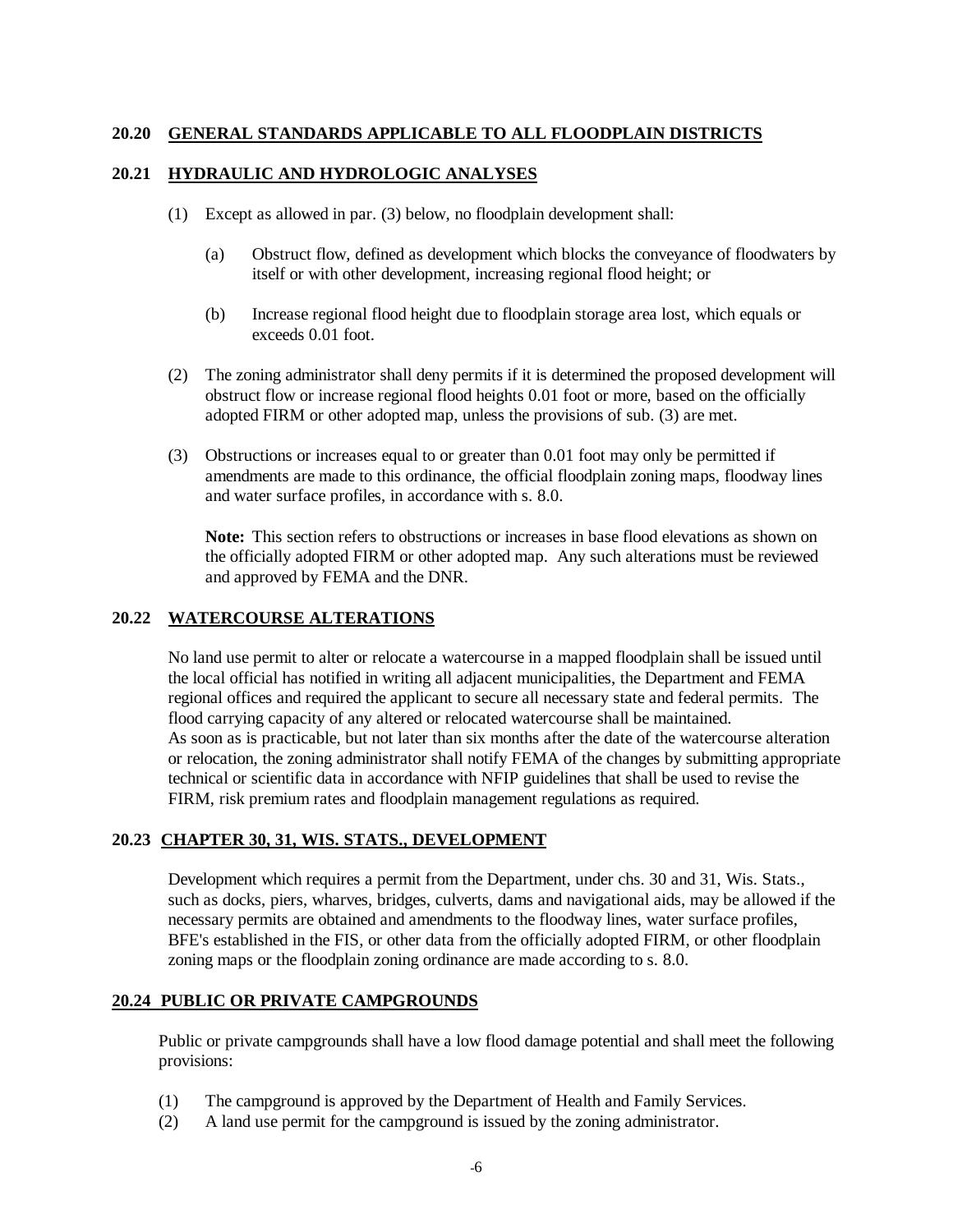## 20.20 GENERAL STANDARDS APPLICABLE TO ALL FLOODPLAIN DISTRICTS

### 20.21 HYDRAULIC AND HYDROLOGIC ANALYSES

(1) Except as allowed in par. (3) below, no floodplain development shall:

(a) Obstruct flow, defined as development which blocks the conveyance of floodwaters by itself or with other development, increasing regional flood height; or

(b) Increase regional flood height due to floodplain storage area lost, which equals or exceeds 0.01 foot.

(2) The zoning administrator shall deny permits if it is determined the proposed development will obstruct flow or increase regional flood heights 0.01 foot or more, based on the officially adopted FIRM or other adopted map, unless the provisions of sub. (3) are met.

(3) Obstructions or increases equal to or greater than 0.01 foot may only be permitted if amendments are made to this ordinance, the official floodplain zoning maps, floodway lines and water surface profiles, in accordance with s. 8.0.

**Note:** This section refers to obstructions or increases in base flood elevations as shown on the officially adopted FIRM or other adopted map. Any such alterations must be reviewed and approved by FEMA and the DNR.

### 20.22 WATERCOURSE ALTERATIONS

No land use permit to alter or relocate a watercourse in a mapped floodplain shall be issued until the local official has notified in writing all adjacent municipalities, the Department and FEMA regional offices and required the applicant to secure all necessary state and federal permits. The flood carrying capacity of any altered or relocated watercourse shall be maintained.
As soon as is practicable, but not later than six months after the date of the watercourse alteration or relocation, the zoning administrator shall notify FEMA of the changes by submitting appropriate technical or scientific data in accordance with NFIP guidelines that shall be used to revise the FIRM, risk premium rates and floodplain management regulations as required.

### 20.23 CHAPTER 30, 31, WIS. STATS., DEVELOPMENT

Development which requires a permit from the Department, under chs. 30 and 31, Wis. Stats., such as docks, piers, wharves, bridges, culverts, dams and navigational aids, may be allowed if the necessary permits are obtained and amendments to the floodway lines, water surface profiles, BFE's established in the FIS, or other data from the officially adopted FIRM, or other floodplain zoning maps or the floodplain zoning ordinance are made according to s. 8.0.

### 20.24 PUBLIC OR PRIVATE CAMPGROUNDS

Public or private campgrounds shall have a low flood damage potential and shall meet the following provisions:

(1) The campground is approved by the Department of Health and Family Services.
(2) A land use permit for the campground is issued by the zoning administrator.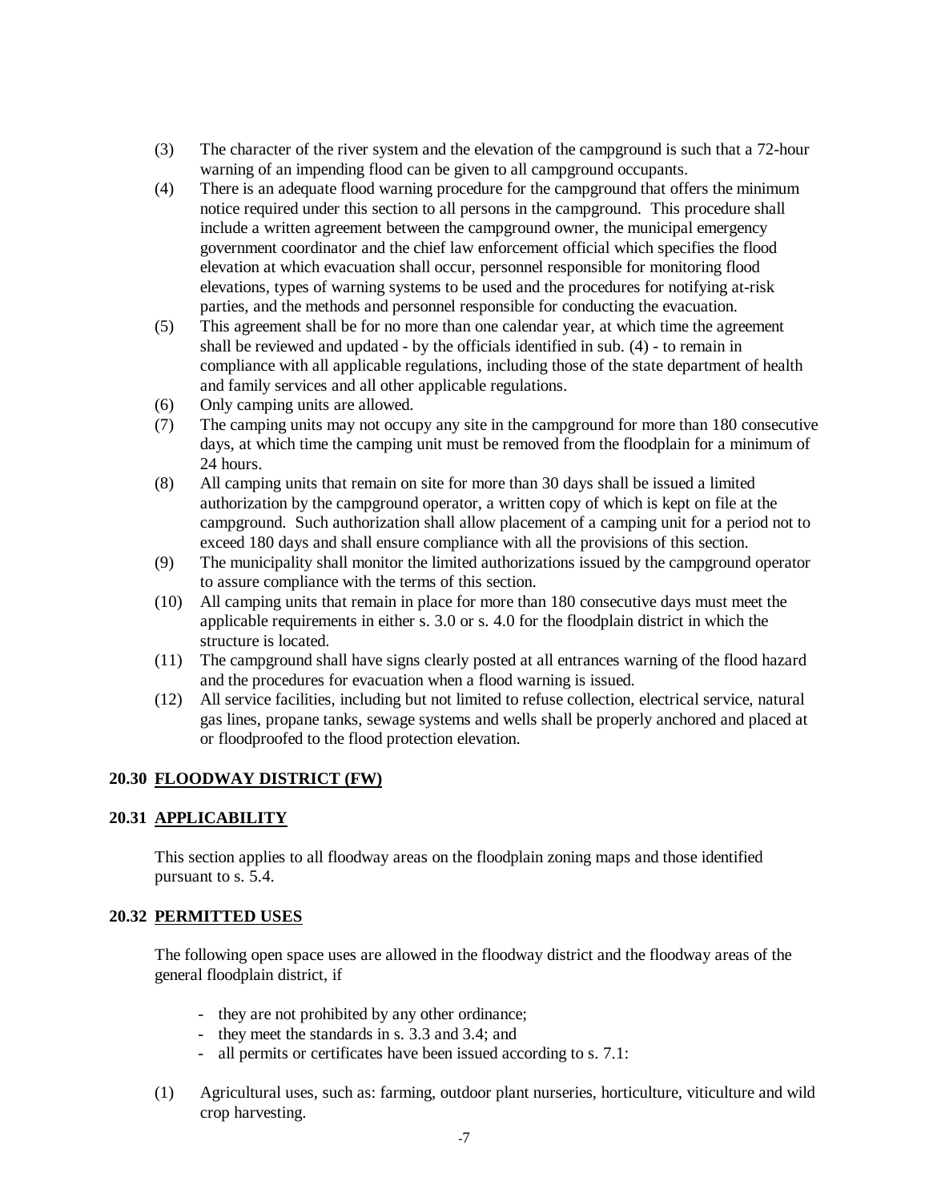(3) The character of the river system and the elevation of the campground is such that a 72-hour warning of an impending flood can be given to all campground occupants.

(4) There is an adequate flood warning procedure for the campground that offers the minimum notice required under this section to all persons in the campground. This procedure shall include a written agreement between the campground owner, the municipal emergency government coordinator and the chief law enforcement official which specifies the flood elevation at which evacuation shall occur, personnel responsible for monitoring flood elevations, types of warning systems to be used and the procedures for notifying at-risk parties, and the methods and personnel responsible for conducting the evacuation.

(5) This agreement shall be for no more than one calendar year, at which time the agreement shall be reviewed and updated - by the officials identified in sub. (4) - to remain in compliance with all applicable regulations, including those of the state department of health and family services and all other applicable regulations.

(6) Only camping units are allowed.

(7) The camping units may not occupy any site in the campground for more than 180 consecutive days, at which time the camping unit must be removed from the floodplain for a minimum of 24 hours.

(8) All camping units that remain on site for more than 30 days shall be issued a limited authorization by the campground operator, a written copy of which is kept on file at the campground. Such authorization shall allow placement of a camping unit for a period not to exceed 180 days and shall ensure compliance with all the provisions of this section.

(9) The municipality shall monitor the limited authorizations issued by the campground operator to assure compliance with the terms of this section.

(10) All camping units that remain in place for more than 180 consecutive days must meet the applicable requirements in either s. 3.0 or s. 4.0 for the floodplain district in which the structure is located.

(11) The campground shall have signs clearly posted at all entrances warning of the flood hazard and the procedures for evacuation when a flood warning is issued.

(12) All service facilities, including but not limited to refuse collection, electrical service, natural gas lines, propane tanks, sewage systems and wells shall be properly anchored and placed at or floodproofed to the flood protection elevation.

## 20.30 FLOODWAY DISTRICT (FW)

### 20.31 APPLICABILITY

This section applies to all floodway areas on the floodplain zoning maps and those identified pursuant to s. 5.4.

### 20.32 PERMITTED USES

The following open space uses are allowed in the floodway district and the floodway areas of the general floodplain district, if

- they are not prohibited by any other ordinance;
- they meet the standards in s. 3.3 and 3.4; and
- all permits or certificates have been issued according to s. 7.1:

(1) Agricultural uses, such as: farming, outdoor plant nurseries, horticulture, viticulture and wild crop harvesting.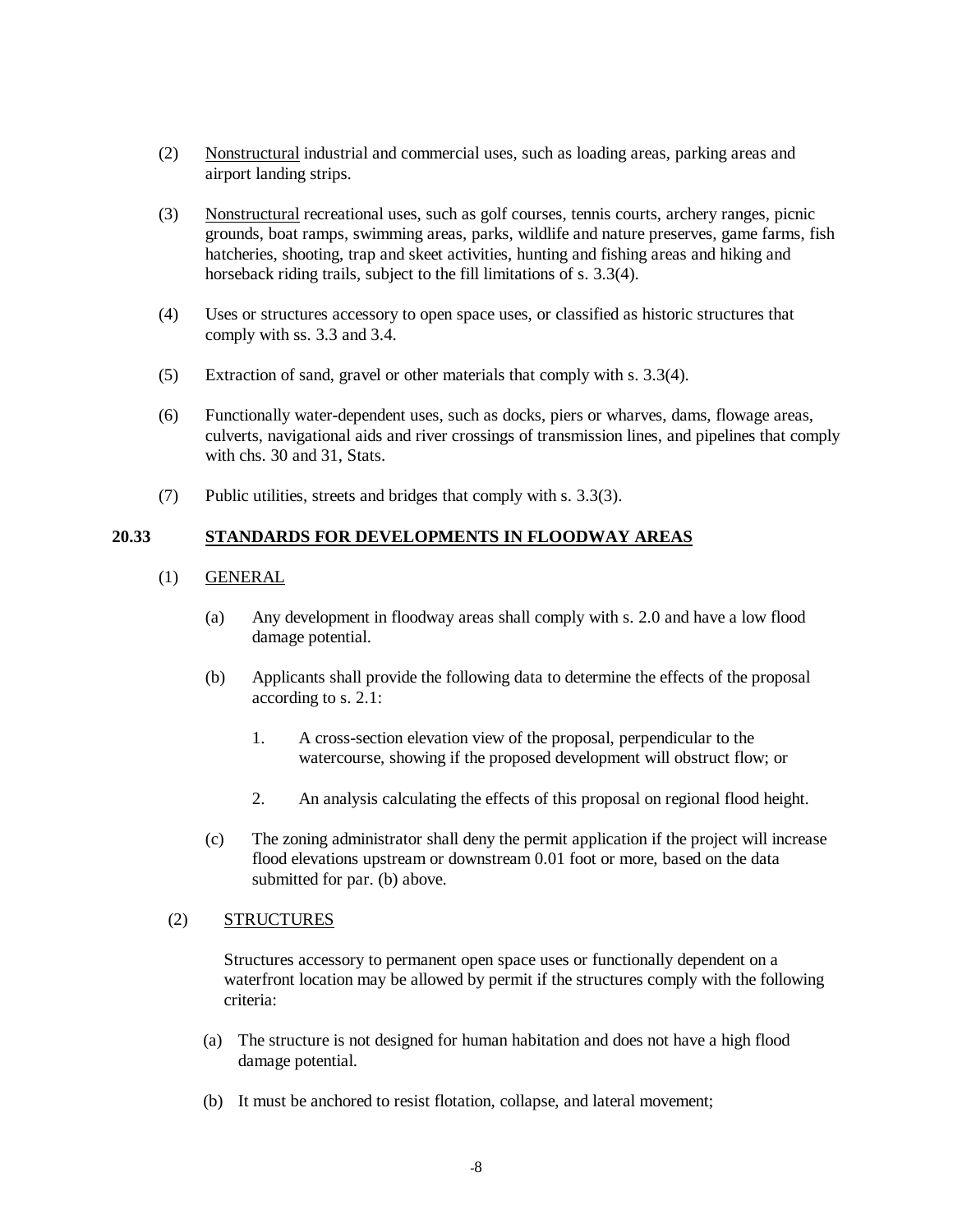(2) Nonstructural industrial and commercial uses, such as loading areas, parking areas and airport landing strips.

(3) Nonstructural recreational uses, such as golf courses, tennis courts, archery ranges, picnic grounds, boat ramps, swimming areas, parks, wildlife and nature preserves, game farms, fish hatcheries, shooting, trap and skeet activities, hunting and fishing areas and hiking and horseback riding trails, subject to the fill limitations of s. 3.3(4).

(4) Uses or structures accessory to open space uses, or classified as historic structures that comply with ss. 3.3 and 3.4.

(5) Extraction of sand, gravel or other materials that comply with s. 3.3(4).

(6) Functionally water-dependent uses, such as docks, piers or wharves, dams, flowage areas, culverts, navigational aids and river crossings of transmission lines, and pipelines that comply with chs. 30 and 31, Stats.

(7) Public utilities, streets and bridges that comply with s. 3.3(3).

## 20.33 STANDARDS FOR DEVELOPMENTS IN FLOODWAY AREAS

(1) GENERAL

(a) Any development in floodway areas shall comply with s. 2.0 and have a low flood damage potential.

(b) Applicants shall provide the following data to determine the effects of the proposal according to s. 2.1:

1. A cross-section elevation view of the proposal, perpendicular to the watercourse, showing if the proposed development will obstruct flow; or

2. An analysis calculating the effects of this proposal on regional flood height.

(c) The zoning administrator shall deny the permit application if the project will increase flood elevations upstream or downstream 0.01 foot or more, based on the data submitted for par. (b) above.

(2) STRUCTURES

Structures accessory to permanent open space uses or functionally dependent on a waterfront location may be allowed by permit if the structures comply with the following criteria:

(a) The structure is not designed for human habitation and does not have a high flood damage potential.

(b) It must be anchored to resist flotation, collapse, and lateral movement;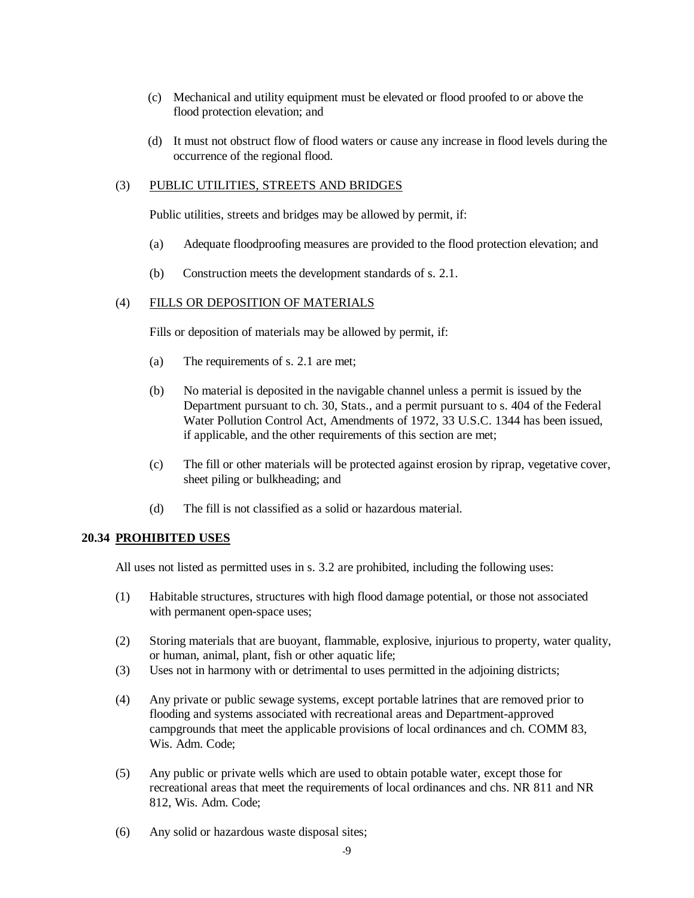(c) Mechanical and utility equipment must be elevated or flood proofed to or above the flood protection elevation; and

(d) It must not obstruct flow of flood waters or cause any increase in flood levels during the occurrence of the regional flood.

(3) PUBLIC UTILITIES, STREETS AND BRIDGES

Public utilities, streets and bridges may be allowed by permit, if:

(a) Adequate floodproofing measures are provided to the flood protection elevation; and

(b) Construction meets the development standards of s. 2.1.

(4) FILLS OR DEPOSITION OF MATERIALS

Fills or deposition of materials may be allowed by permit, if:

(a) The requirements of s. 2.1 are met;

(b) No material is deposited in the navigable channel unless a permit is issued by the Department pursuant to ch. 30, Stats., and a permit pursuant to s. 404 of the Federal Water Pollution Control Act, Amendments of 1972, 33 U.S.C. 1344 has been issued, if applicable, and the other requirements of this section are met;

(c) The fill or other materials will be protected against erosion by riprap, vegetative cover, sheet piling or bulkheading; and

(d) The fill is not classified as a solid or hazardous material.

**20.34 PROHIBITED USES**

All uses not listed as permitted uses in s. 3.2 are prohibited, including the following uses:

(1) Habitable structures, structures with high flood damage potential, or those not associated with permanent open-space uses;

(2) Storing materials that are buoyant, flammable, explosive, injurious to property, water quality, or human, animal, plant, fish or other aquatic life;

(3) Uses not in harmony with or detrimental to uses permitted in the adjoining districts;

(4) Any private or public sewage systems, except portable latrines that are removed prior to flooding and systems associated with recreational areas and Department-approved campgrounds that meet the applicable provisions of local ordinances and ch. COMM 83, Wis. Adm. Code;

(5) Any public or private wells which are used to obtain potable water, except those for recreational areas that meet the requirements of local ordinances and chs. NR 811 and NR 812, Wis. Adm. Code;

(6) Any solid or hazardous waste disposal sites;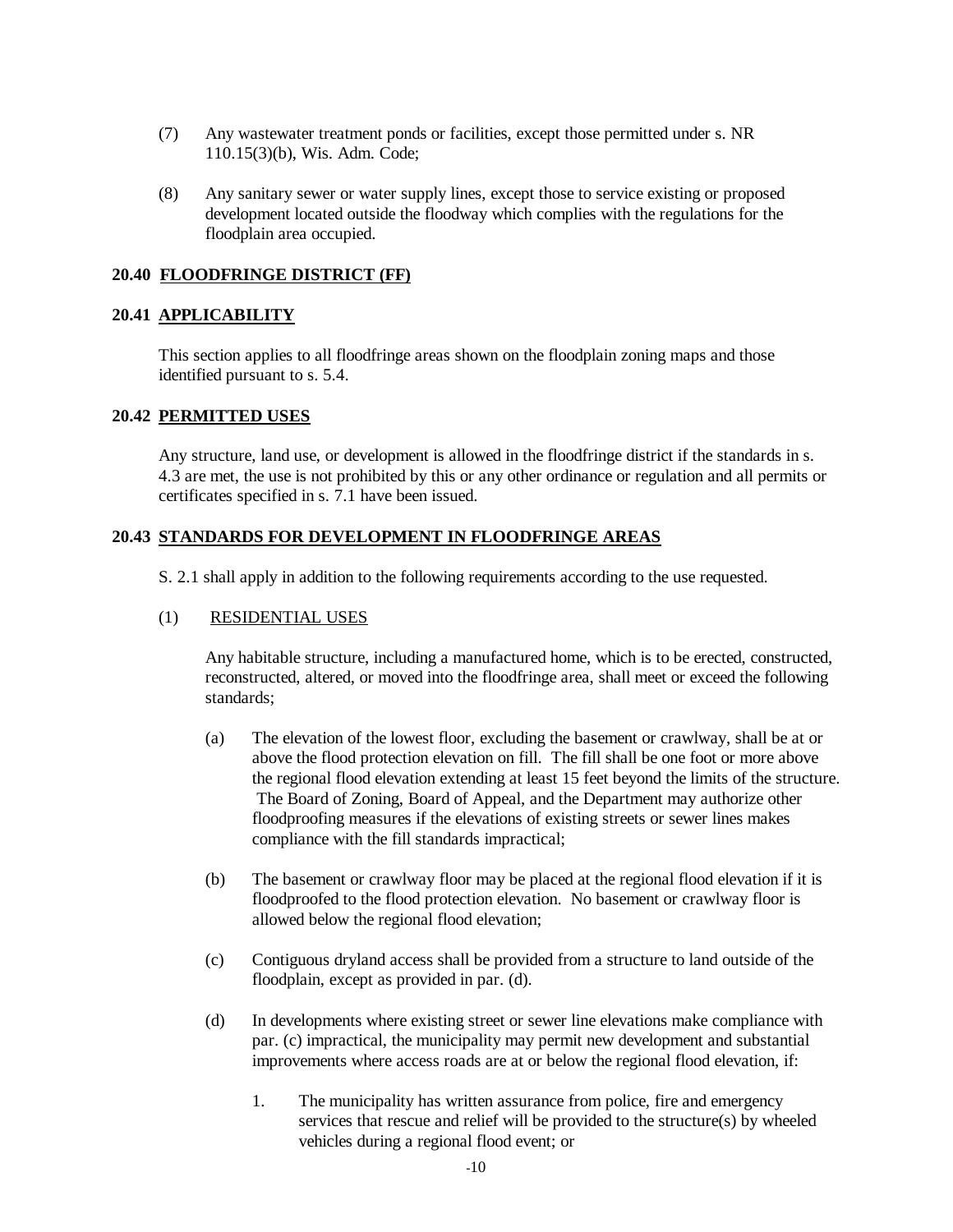(7) Any wastewater treatment ponds or facilities, except those permitted under s. NR 110.15(3)(b), Wis. Adm. Code;

(8) Any sanitary sewer or water supply lines, except those to service existing or proposed development located outside the floodway which complies with the regulations for the floodplain area occupied.

## 20.40 FLOODFRINGE DISTRICT (FF)

## 20.41 APPLICABILITY

This section applies to all floodfringe areas shown on the floodplain zoning maps and those identified pursuant to s. 5.4.

## 20.42 PERMITTED USES

Any structure, land use, or development is allowed in the floodfringe district if the standards in s. 4.3 are met, the use is not prohibited by this or any other ordinance or regulation and all permits or certificates specified in s. 7.1 have been issued.

## 20.43 STANDARDS FOR DEVELOPMENT IN FLOODFRINGE AREAS

S. 2.1 shall apply in addition to the following requirements according to the use requested.

(1) RESIDENTIAL USES

Any habitable structure, including a manufactured home, which is to be erected, constructed, reconstructed, altered, or moved into the floodfringe area, shall meet or exceed the following standards;

(a) The elevation of the lowest floor, excluding the basement or crawlway, shall be at or above the flood protection elevation on fill. The fill shall be one foot or more above the regional flood elevation extending at least 15 feet beyond the limits of the structure. The Board of Zoning, Board of Appeal, and the Department may authorize other floodproofing measures if the elevations of existing streets or sewer lines makes compliance with the fill standards impractical;

(b) The basement or crawlway floor may be placed at the regional flood elevation if it is floodproofed to the flood protection elevation. No basement or crawlway floor is allowed below the regional flood elevation;

(c) Contiguous dryland access shall be provided from a structure to land outside of the floodplain, except as provided in par. (d).

(d) In developments where existing street or sewer line elevations make compliance with par. (c) impractical, the municipality may permit new development and substantial improvements where access roads are at or below the regional flood elevation, if:

1. The municipality has written assurance from police, fire and emergency services that rescue and relief will be provided to the structure(s) by wheeled vehicles during a regional flood event; or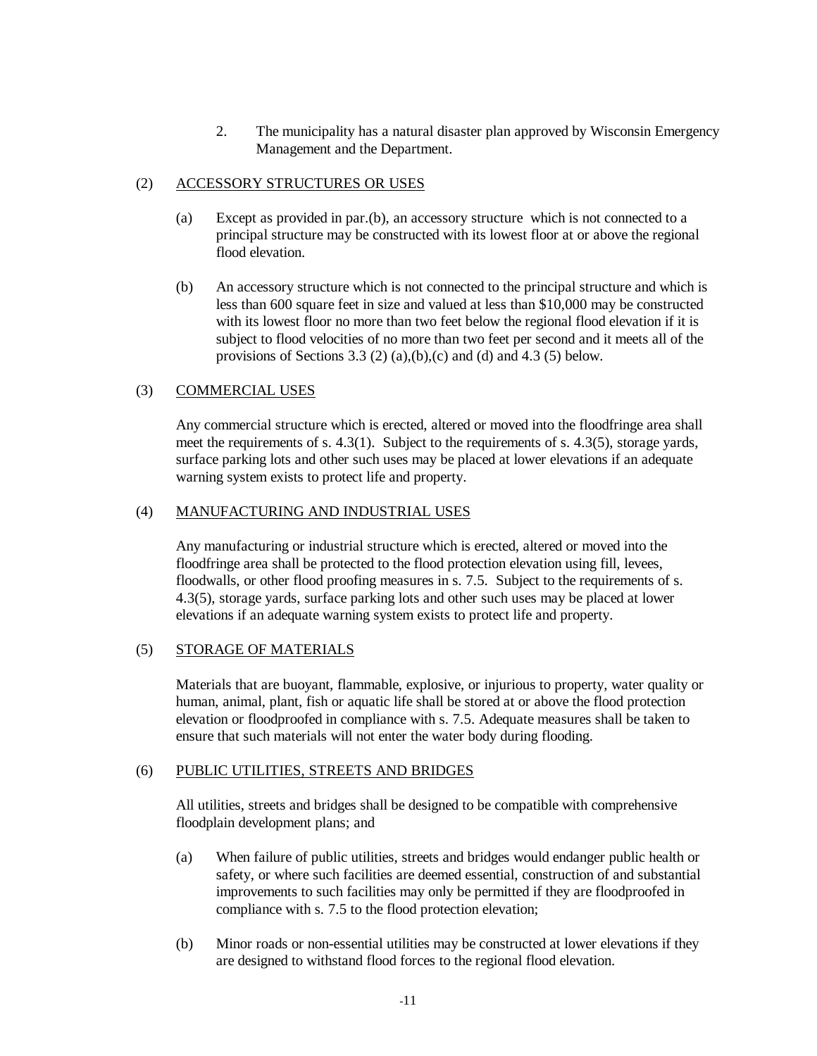2. The municipality has a natural disaster plan approved by Wisconsin Emergency Management and the Department.

(2) ACCESSORY STRUCTURES OR USES

(a) Except as provided in par.(b), an accessory structure which is not connected to a principal structure may be constructed with its lowest floor at or above the regional flood elevation.

(b) An accessory structure which is not connected to the principal structure and which is less than 600 square feet in size and valued at less than $10,000 may be constructed with its lowest floor no more than two feet below the regional flood elevation if it is subject to flood velocities of no more than two feet per second and it meets all of the provisions of Sections 3.3 (2) (a),(b),(c) and (d) and 4.3 (5) below.

(3) COMMERCIAL USES

Any commercial structure which is erected, altered or moved into the floodfringe area shall meet the requirements of s. 4.3(1). Subject to the requirements of s. 4.3(5), storage yards, surface parking lots and other such uses may be placed at lower elevations if an adequate warning system exists to protect life and property.

(4) MANUFACTURING AND INDUSTRIAL USES

Any manufacturing or industrial structure which is erected, altered or moved into the floodfringe area shall be protected to the flood protection elevation using fill, levees, floodwalls, or other flood proofing measures in s. 7.5. Subject to the requirements of s. 4.3(5), storage yards, surface parking lots and other such uses may be placed at lower elevations if an adequate warning system exists to protect life and property.

(5) STORAGE OF MATERIALS

Materials that are buoyant, flammable, explosive, or injurious to property, water quality or human, animal, plant, fish or aquatic life shall be stored at or above the flood protection elevation or floodproofed in compliance with s. 7.5. Adequate measures shall be taken to ensure that such materials will not enter the water body during flooding.

(6) PUBLIC UTILITIES, STREETS AND BRIDGES

All utilities, streets and bridges shall be designed to be compatible with comprehensive floodplain development plans; and

(a) When failure of public utilities, streets and bridges would endanger public health or safety, or where such facilities are deemed essential, construction of and substantial improvements to such facilities may only be permitted if they are floodproofed in compliance with s. 7.5 to the flood protection elevation;

(b) Minor roads or non-essential utilities may be constructed at lower elevations if they are designed to withstand flood forces to the regional flood elevation.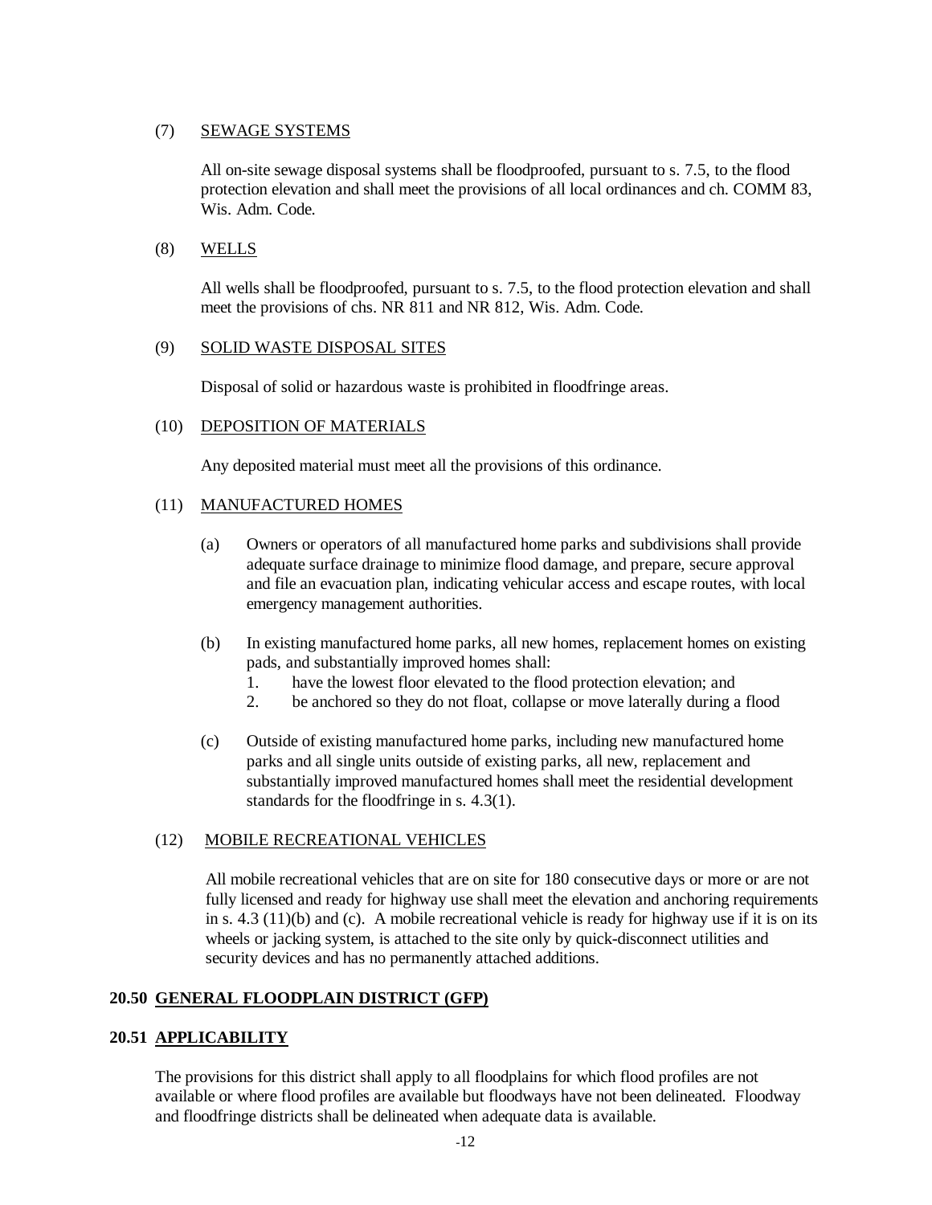(7) <u>SEWAGE SYSTEMS</u>

All on-site sewage disposal systems shall be floodproofed, pursuant to s. 7.5, to the flood protection elevation and shall meet the provisions of all local ordinances and ch. COMM 83, Wis. Adm. Code.

(8) <u>WELLS</u>

All wells shall be floodproofed, pursuant to s. 7.5, to the flood protection elevation and shall meet the provisions of chs. NR 811 and NR 812, Wis. Adm. Code.

(9) <u>SOLID WASTE DISPOSAL SITES</u>

Disposal of solid or hazardous waste is prohibited in floodfringe areas.

(10) <u>DEPOSITION OF MATERIALS</u>

Any deposited material must meet all the provisions of this ordinance.

(11) <u>MANUFACTURED HOMES</u>

(a) Owners or operators of all manufactured home parks and subdivisions shall provide adequate surface drainage to minimize flood damage, and prepare, secure approval and file an evacuation plan, indicating vehicular access and escape routes, with local emergency management authorities.

(b) In existing manufactured home parks, all new homes, replacement homes on existing pads, and substantially improved homes shall:

1. have the lowest floor elevated to the flood protection elevation; and
2. be anchored so they do not float, collapse or move laterally during a flood

(c) Outside of existing manufactured home parks, including new manufactured home parks and all single units outside of existing parks, all new, replacement and substantially improved manufactured homes shall meet the residential development standards for the floodfringe in s. 4.3(1).

(12) <u>MOBILE RECREATIONAL VEHICLES</u>

All mobile recreational vehicles that are on site for 180 consecutive days or more or are not fully licensed and ready for highway use shall meet the elevation and anchoring requirements in s. 4.3 (11)(b) and (c). A mobile recreational vehicle is ready for highway use if it is on its wheels or jacking system, is attached to the site only by quick-disconnect utilities and security devices and has no permanently attached additions.

## 20.50 GENERAL FLOODPLAIN DISTRICT (GFP)

## 20.51 APPLICABILITY

The provisions for this district shall apply to all floodplains for which flood profiles are not available or where flood profiles are available but floodways have not been delineated. Floodway and floodfringe districts shall be delineated when adequate data is available.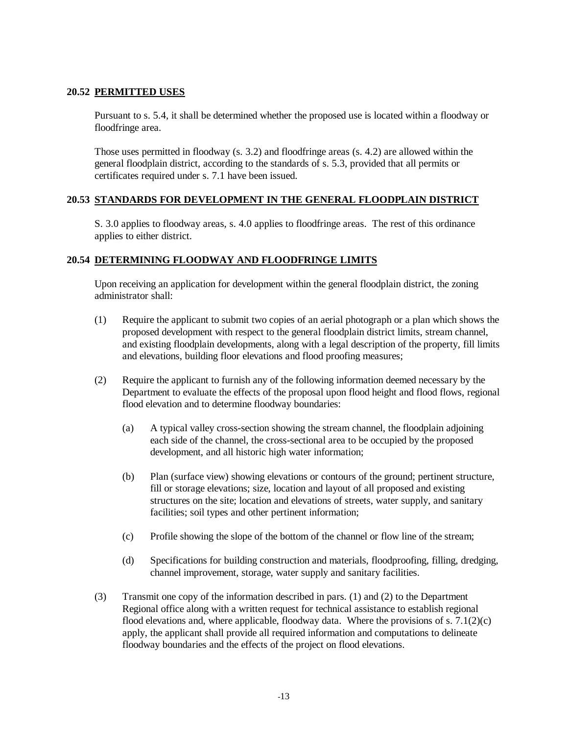## 20.52 PERMITTED USES

Pursuant to s. 5.4, it shall be determined whether the proposed use is located within a floodway or floodfringe area.

Those uses permitted in floodway (s. 3.2) and floodfringe areas (s. 4.2) are allowed within the general floodplain district, according to the standards of s. 5.3, provided that all permits or certificates required under s. 7.1 have been issued.

## 20.53 STANDARDS FOR DEVELOPMENT IN THE GENERAL FLOODPLAIN DISTRICT

S. 3.0 applies to floodway areas, s. 4.0 applies to floodfringe areas. The rest of this ordinance applies to either district.

## 20.54 DETERMINING FLOODWAY AND FLOODFRINGE LIMITS

Upon receiving an application for development within the general floodplain district, the zoning administrator shall:

(1) Require the applicant to submit two copies of an aerial photograph or a plan which shows the proposed development with respect to the general floodplain district limits, stream channel, and existing floodplain developments, along with a legal description of the property, fill limits and elevations, building floor elevations and flood proofing measures;

(2) Require the applicant to furnish any of the following information deemed necessary by the Department to evaluate the effects of the proposal upon flood height and flood flows, regional flood elevation and to determine floodway boundaries:

   (a) A typical valley cross-section showing the stream channel, the floodplain adjoining each side of the channel, the cross-sectional area to be occupied by the proposed development, and all historic high water information;

   (b) Plan (surface view) showing elevations or contours of the ground; pertinent structure, fill or storage elevations; size, location and layout of all proposed and existing structures on the site; location and elevations of streets, water supply, and sanitary facilities; soil types and other pertinent information;

   (c) Profile showing the slope of the bottom of the channel or flow line of the stream;

   (d) Specifications for building construction and materials, floodproofing, filling, dredging, channel improvement, storage, water supply and sanitary facilities.

(3) Transmit one copy of the information described in pars. (1) and (2) to the Department Regional office along with a written request for technical assistance to establish regional flood elevations and, where applicable, floodway data. Where the provisions of s. 7.1(2)(c) apply, the applicant shall provide all required information and computations to delineate floodway boundaries and the effects of the project on flood elevations.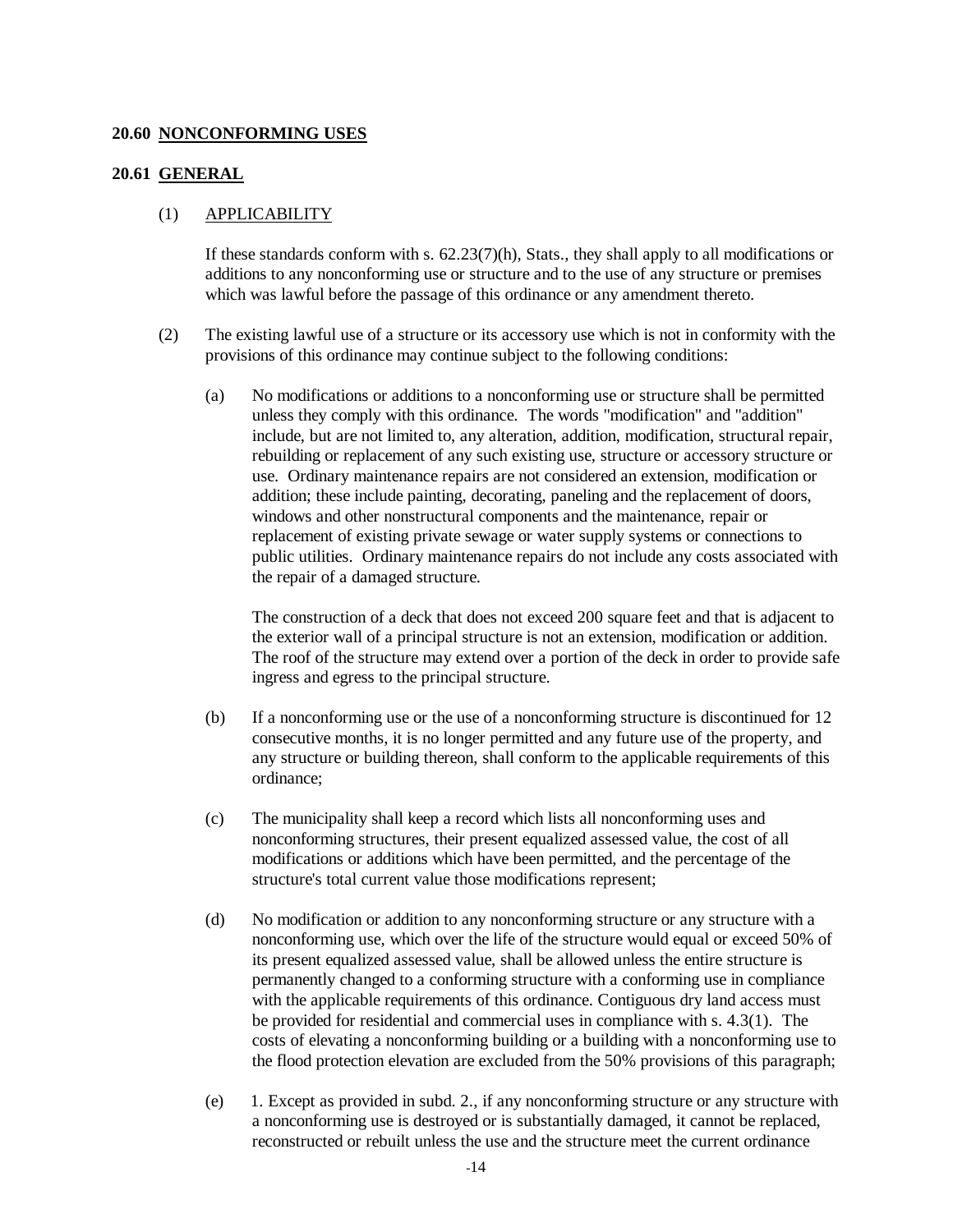## 20.60 NONCONFORMING USES

### 20.61 GENERAL

(1) APPLICABILITY

If these standards conform with s. 62.23(7)(h), Stats., they shall apply to all modifications or additions to any nonconforming use or structure and to the use of any structure or premises which was lawful before the passage of this ordinance or any amendment thereto.

(2) The existing lawful use of a structure or its accessory use which is not in conformity with the provisions of this ordinance may continue subject to the following conditions:

(a) No modifications or additions to a nonconforming use or structure shall be permitted unless they comply with this ordinance. The words "modification" and "addition" include, but are not limited to, any alteration, addition, modification, structural repair, rebuilding or replacement of any such existing use, structure or accessory structure or use. Ordinary maintenance repairs are not considered an extension, modification or addition; these include painting, decorating, paneling and the replacement of doors, windows and other nonstructural components and the maintenance, repair or replacement of existing private sewage or water supply systems or connections to public utilities. Ordinary maintenance repairs do not include any costs associated with the repair of a damaged structure.

The construction of a deck that does not exceed 200 square feet and that is adjacent to the exterior wall of a principal structure is not an extension, modification or addition. The roof of the structure may extend over a portion of the deck in order to provide safe ingress and egress to the principal structure.

(b) If a nonconforming use or the use of a nonconforming structure is discontinued for 12 consecutive months, it is no longer permitted and any future use of the property, and any structure or building thereon, shall conform to the applicable requirements of this ordinance;

(c) The municipality shall keep a record which lists all nonconforming uses and nonconforming structures, their present equalized assessed value, the cost of all modifications or additions which have been permitted, and the percentage of the structure's total current value those modifications represent;

(d) No modification or addition to any nonconforming structure or any structure with a nonconforming use, which over the life of the structure would equal or exceed 50% of its present equalized assessed value, shall be allowed unless the entire structure is permanently changed to a conforming structure with a conforming use in compliance with the applicable requirements of this ordinance. Contiguous dry land access must be provided for residential and commercial uses in compliance with s. 4.3(1). The costs of elevating a nonconforming building or a building with a nonconforming use to the flood protection elevation are excluded from the 50% provisions of this paragraph;

(e) 1. Except as provided in subd. 2., if any nonconforming structure or any structure with a nonconforming use is destroyed or is substantially damaged, it cannot be replaced, reconstructed or rebuilt unless the use and the structure meet the current ordinance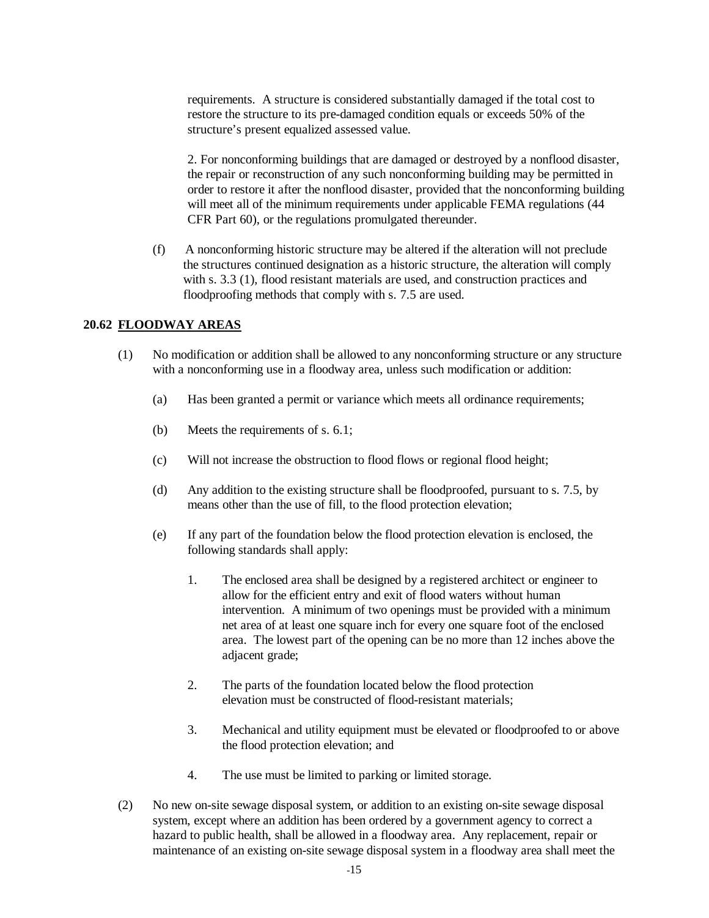requirements. A structure is considered substantially damaged if the total cost to restore the structure to its pre-damaged condition equals or exceeds 50% of the structure's present equalized assessed value.

2. For nonconforming buildings that are damaged or destroyed by a nonflood disaster, the repair or reconstruction of any such nonconforming building may be permitted in order to restore it after the nonflood disaster, provided that the nonconforming building will meet all of the minimum requirements under applicable FEMA regulations (44 CFR Part 60), or the regulations promulgated thereunder.

(f) A nonconforming historic structure may be altered if the alteration will not preclude the structures continued designation as a historic structure, the alteration will comply with s. 3.3 (1), flood resistant materials are used, and construction practices and floodproofing methods that comply with s. 7.5 are used.

**20.62 <u>FLOODWAY AREAS</u>**

(1) No modification or addition shall be allowed to any nonconforming structure or any structure with a nonconforming use in a floodway area, unless such modification or addition:

(a) Has been granted a permit or variance which meets all ordinance requirements;

(b) Meets the requirements of s. 6.1;

(c) Will not increase the obstruction to flood flows or regional flood height;

(d) Any addition to the existing structure shall be floodproofed, pursuant to s. 7.5, by means other than the use of fill, to the flood protection elevation;

(e) If any part of the foundation below the flood protection elevation is enclosed, the following standards shall apply:

1. The enclosed area shall be designed by a registered architect or engineer to allow for the efficient entry and exit of flood waters without human intervention. A minimum of two openings must be provided with a minimum net area of at least one square inch for every one square foot of the enclosed area. The lowest part of the opening can be no more than 12 inches above the adjacent grade;

2. The parts of the foundation located below the flood protection elevation must be constructed of flood-resistant materials;

3. Mechanical and utility equipment must be elevated or floodproofed to or above the flood protection elevation; and

4. The use must be limited to parking or limited storage.

(2) No new on-site sewage disposal system, or addition to an existing on-site sewage disposal system, except where an addition has been ordered by a government agency to correct a hazard to public health, shall be allowed in a floodway area. Any replacement, repair or maintenance of an existing on-site sewage disposal system in a floodway area shall meet the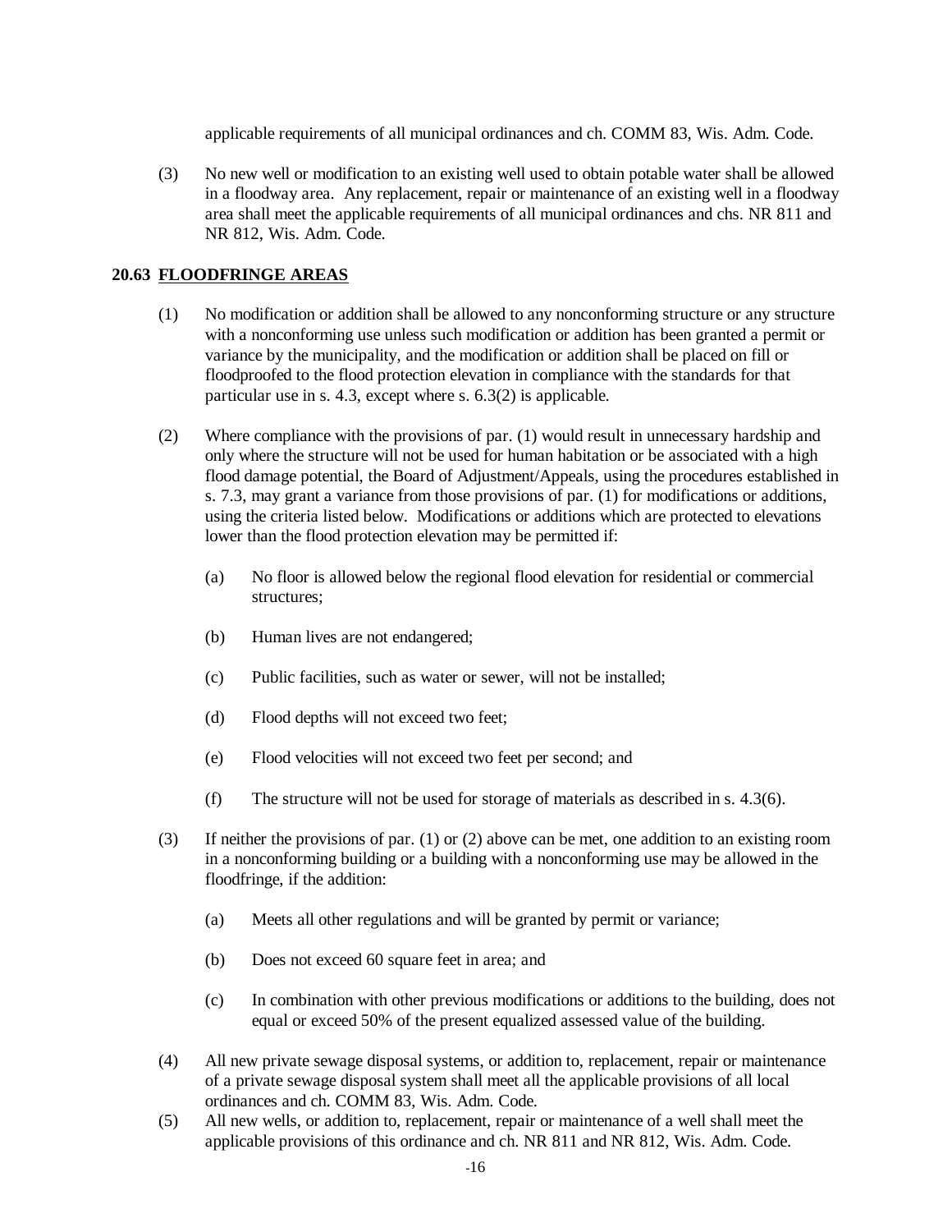applicable requirements of all municipal ordinances and ch. COMM 83, Wis. Adm. Code.

(3) No new well or modification to an existing well used to obtain potable water shall be allowed in a floodway area. Any replacement, repair or maintenance of an existing well in a floodway area shall meet the applicable requirements of all municipal ordinances and chs. NR 811 and NR 812, Wis. Adm. Code.

### 20.63 FLOODFRINGE AREAS

(1) No modification or addition shall be allowed to any nonconforming structure or any structure with a nonconforming use unless such modification or addition has been granted a permit or variance by the municipality, and the modification or addition shall be placed on fill or floodproofed to the flood protection elevation in compliance with the standards for that particular use in s. 4.3, except where s. 6.3(2) is applicable.

(2) Where compliance with the provisions of par. (1) would result in unnecessary hardship and only where the structure will not be used for human habitation or be associated with a high flood damage potential, the Board of Adjustment/Appeals, using the procedures established in s. 7.3, may grant a variance from those provisions of par. (1) for modifications or additions, using the criteria listed below. Modifications or additions which are protected to elevations lower than the flood protection elevation may be permitted if:

   (a) No floor is allowed below the regional flood elevation for residential or commercial structures;

   (b) Human lives are not endangered;

   (c) Public facilities, such as water or sewer, will not be installed;

   (d) Flood depths will not exceed two feet;

   (e) Flood velocities will not exceed two feet per second; and

   (f) The structure will not be used for storage of materials as described in s. 4.3(6).

(3) If neither the provisions of par. (1) or (2) above can be met, one addition to an existing room in a nonconforming building or a building with a nonconforming use may be allowed in the floodfringe, if the addition:

   (a) Meets all other regulations and will be granted by permit or variance;

   (b) Does not exceed 60 square feet in area; and

   (c) In combination with other previous modifications or additions to the building, does not equal or exceed 50% of the present equalized assessed value of the building.

(4) All new private sewage disposal systems, or addition to, replacement, repair or maintenance of a private sewage disposal system shall meet all the applicable provisions of all local ordinances and ch. COMM 83, Wis. Adm. Code.

(5) All new wells, or addition to, replacement, repair or maintenance of a well shall meet the applicable provisions of this ordinance and ch. NR 811 and NR 812, Wis. Adm. Code.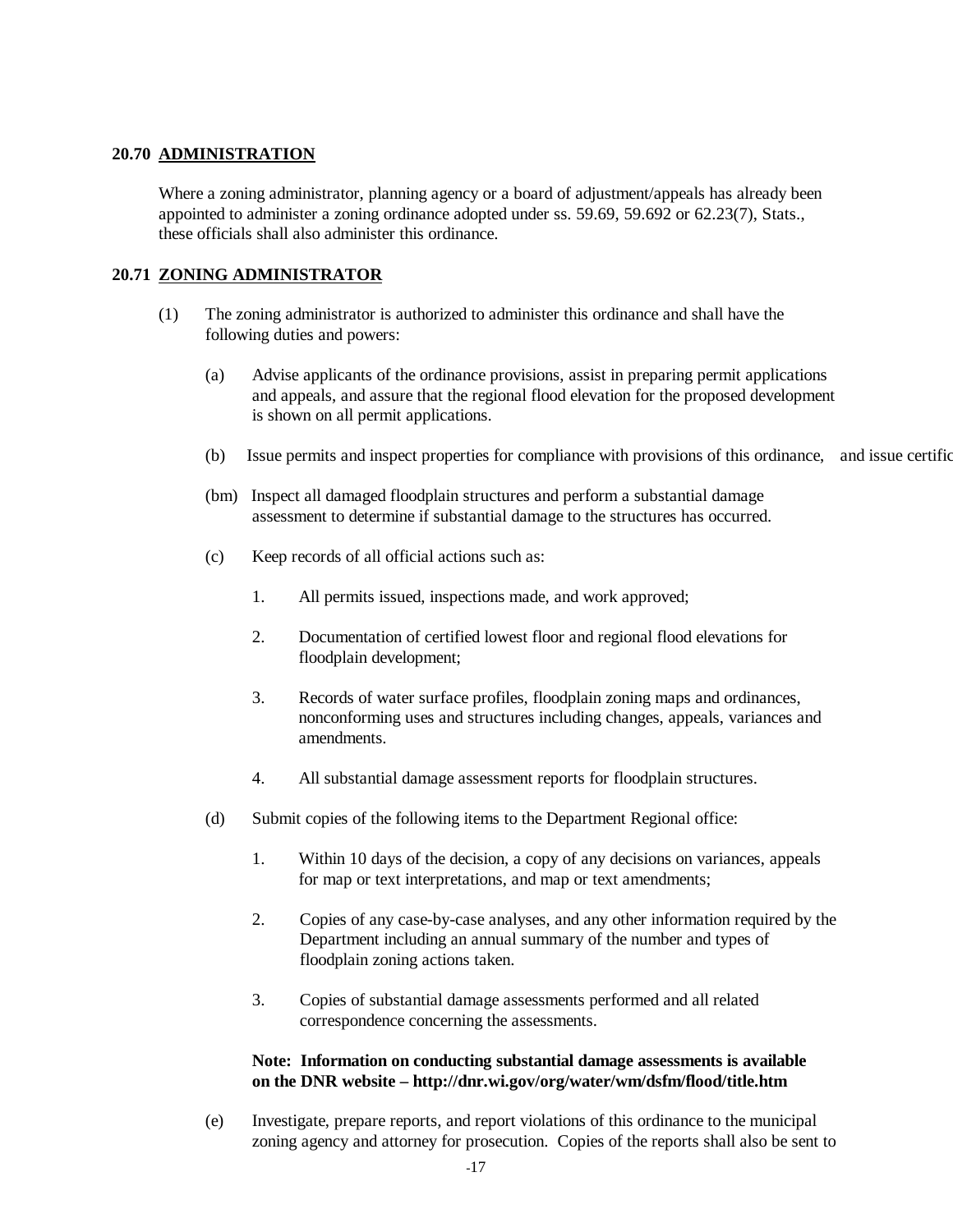## 20.70 ADMINISTRATION

Where a zoning administrator, planning agency or a board of adjustment/appeals has already been appointed to administer a zoning ordinance adopted under ss. 59.69, 59.692 or 62.23(7), Stats., these officials shall also administer this ordinance.

## 20.71 ZONING ADMINISTRATOR

(1) The zoning administrator is authorized to administer this ordinance and shall have the following duties and powers:

(a) Advise applicants of the ordinance provisions, assist in preparing permit applications and appeals, and assure that the regional flood elevation for the proposed development is shown on all permit applications.

(b) Issue permits and inspect properties for compliance with provisions of this ordinance, and issue certific

(bm) Inspect all damaged floodplain structures and perform a substantial damage assessment to determine if substantial damage to the structures has occurred.

(c) Keep records of all official actions such as:

1. All permits issued, inspections made, and work approved;

2. Documentation of certified lowest floor and regional flood elevations for floodplain development;

3. Records of water surface profiles, floodplain zoning maps and ordinances, nonconforming uses and structures including changes, appeals, variances and amendments.

4. All substantial damage assessment reports for floodplain structures.

(d) Submit copies of the following items to the Department Regional office:

1. Within 10 days of the decision, a copy of any decisions on variances, appeals for map or text interpretations, and map or text amendments;

2. Copies of any case-by-case analyses, and any other information required by the Department including an annual summary of the number and types of floodplain zoning actions taken.

3. Copies of substantial damage assessments performed and all related correspondence concerning the assessments.

**Note: Information on conducting substantial damage assessments is available on the DNR website – http://dnr.wi.gov/org/water/wm/dsfm/flood/title.htm**

(e) Investigate, prepare reports, and report violations of this ordinance to the municipal zoning agency and attorney for prosecution. Copies of the reports shall also be sent to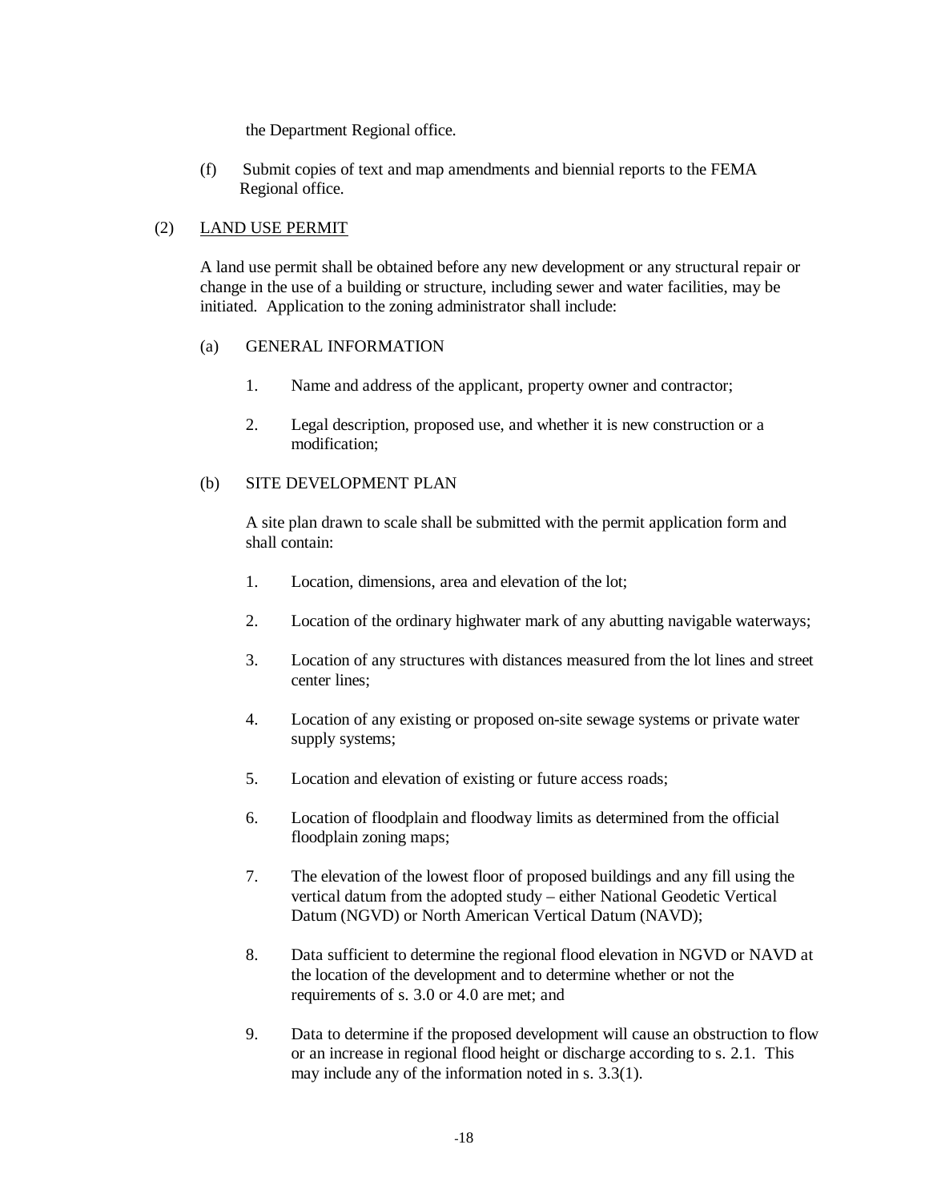the Department Regional office.

(f) Submit copies of text and map amendments and biennial reports to the FEMA Regional office.

(2) <u>LAND USE PERMIT</u>

A land use permit shall be obtained before any new development or any structural repair or change in the use of a building or structure, including sewer and water facilities, may be initiated. Application to the zoning administrator shall include:

(a) GENERAL INFORMATION

1. Name and address of the applicant, property owner and contractor;

2. Legal description, proposed use, and whether it is new construction or a modification;

(b) SITE DEVELOPMENT PLAN

A site plan drawn to scale shall be submitted with the permit application form and shall contain:

1. Location, dimensions, area and elevation of the lot;

2. Location of the ordinary highwater mark of any abutting navigable waterways;

3. Location of any structures with distances measured from the lot lines and street center lines;

4. Location of any existing or proposed on-site sewage systems or private water supply systems;

5. Location and elevation of existing or future access roads;

6. Location of floodplain and floodway limits as determined from the official floodplain zoning maps;

7. The elevation of the lowest floor of proposed buildings and any fill using the vertical datum from the adopted study – either National Geodetic Vertical Datum (NGVD) or North American Vertical Datum (NAVD);

8. Data sufficient to determine the regional flood elevation in NGVD or NAVD at the location of the development and to determine whether or not the requirements of s. 3.0 or 4.0 are met; and

9. Data to determine if the proposed development will cause an obstruction to flow or an increase in regional flood height or discharge according to s. 2.1. This may include any of the information noted in s. 3.3(1).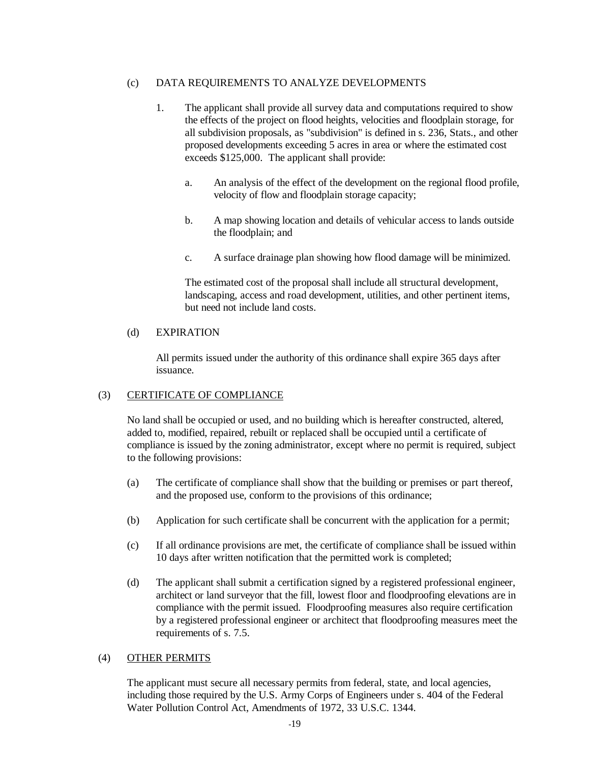(c) DATA REQUIREMENTS TO ANALYZE DEVELOPMENTS

1. The applicant shall provide all survey data and computations required to show the effects of the project on flood heights, velocities and floodplain storage, for all subdivision proposals, as "subdivision" is defined in s. 236, Stats., and other proposed developments exceeding 5 acres in area or where the estimated cost exceeds $125,000. The applicant shall provide:

   a. An analysis of the effect of the development on the regional flood profile, velocity of flow and floodplain storage capacity;

   b. A map showing location and details of vehicular access to lands outside the floodplain; and

   c. A surface drainage plan showing how flood damage will be minimized.

   The estimated cost of the proposal shall include all structural development, landscaping, access and road development, utilities, and other pertinent items, but need not include land costs.

(d) EXPIRATION

All permits issued under the authority of this ordinance shall expire 365 days after issuance.

(3) <u>CERTIFICATE OF COMPLIANCE</u>

No land shall be occupied or used, and no building which is hereafter constructed, altered, added to, modified, repaired, rebuilt or replaced shall be occupied until a certificate of compliance is issued by the zoning administrator, except where no permit is required, subject to the following provisions:

(a) The certificate of compliance shall show that the building or premises or part thereof, and the proposed use, conform to the provisions of this ordinance;

(b) Application for such certificate shall be concurrent with the application for a permit;

(c) If all ordinance provisions are met, the certificate of compliance shall be issued within 10 days after written notification that the permitted work is completed;

(d) The applicant shall submit a certification signed by a registered professional engineer, architect or land surveyor that the fill, lowest floor and floodproofing elevations are in compliance with the permit issued. Floodproofing measures also require certification by a registered professional engineer or architect that floodproofing measures meet the requirements of s. 7.5.

(4) <u>OTHER PERMITS</u>

The applicant must secure all necessary permits from federal, state, and local agencies, including those required by the U.S. Army Corps of Engineers under s. 404 of the Federal Water Pollution Control Act, Amendments of 1972, 33 U.S.C. 1344.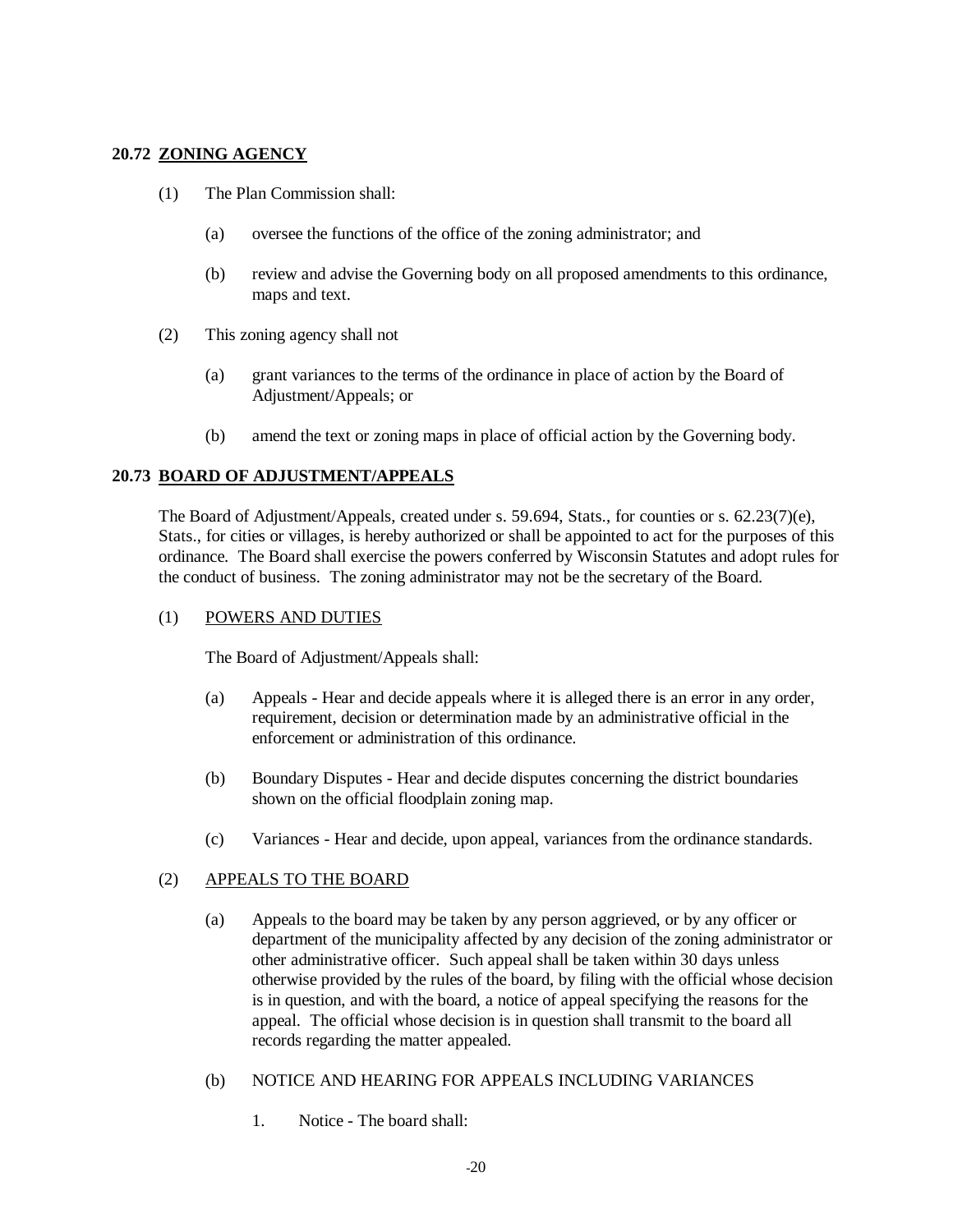## 20.72 ZONING AGENCY

(1) The Plan Commission shall:

(a) oversee the functions of the office of the zoning administrator; and

(b) review and advise the Governing body on all proposed amendments to this ordinance, maps and text.

(2) This zoning agency shall not

(a) grant variances to the terms of the ordinance in place of action by the Board of Adjustment/Appeals; or

(b) amend the text or zoning maps in place of official action by the Governing body.

## 20.73 BOARD OF ADJUSTMENT/APPEALS

The Board of Adjustment/Appeals, created under s. 59.694, Stats., for counties or s. 62.23(7)(e), Stats., for cities or villages, is hereby authorized or shall be appointed to act for the purposes of this ordinance. The Board shall exercise the powers conferred by Wisconsin Statutes and adopt rules for the conduct of business. The zoning administrator may not be the secretary of the Board.

(1) POWERS AND DUTIES

The Board of Adjustment/Appeals shall:

(a) Appeals - Hear and decide appeals where it is alleged there is an error in any order, requirement, decision or determination made by an administrative official in the enforcement or administration of this ordinance.

(b) Boundary Disputes - Hear and decide disputes concerning the district boundaries shown on the official floodplain zoning map.

(c) Variances - Hear and decide, upon appeal, variances from the ordinance standards.

(2) APPEALS TO THE BOARD

(a) Appeals to the board may be taken by any person aggrieved, or by any officer or department of the municipality affected by any decision of the zoning administrator or other administrative officer. Such appeal shall be taken within 30 days unless otherwise provided by the rules of the board, by filing with the official whose decision is in question, and with the board, a notice of appeal specifying the reasons for the appeal. The official whose decision is in question shall transmit to the board all records regarding the matter appealed.

(b) NOTICE AND HEARING FOR APPEALS INCLUDING VARIANCES

1. Notice - The board shall: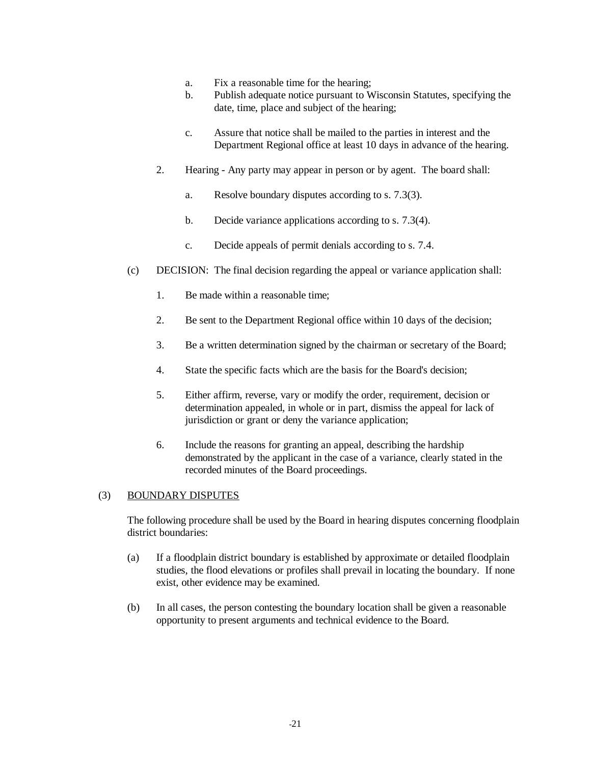a. Fix a reasonable time for the hearing;
b. Publish adequate notice pursuant to Wisconsin Statutes, specifying the date, time, place and subject of the hearing;

c. Assure that notice shall be mailed to the parties in interest and the Department Regional office at least 10 days in advance of the hearing.

2. Hearing - Any party may appear in person or by agent. The board shall:

   a. Resolve boundary disputes according to s. 7.3(3).

   b. Decide variance applications according to s. 7.3(4).

   c. Decide appeals of permit denials according to s. 7.4.

(c) DECISION: The final decision regarding the appeal or variance application shall:

1. Be made within a reasonable time;

2. Be sent to the Department Regional office within 10 days of the decision;

3. Be a written determination signed by the chairman or secretary of the Board;

4. State the specific facts which are the basis for the Board's decision;

5. Either affirm, reverse, vary or modify the order, requirement, decision or determination appealed, in whole or in part, dismiss the appeal for lack of jurisdiction or grant or deny the variance application;

6. Include the reasons for granting an appeal, describing the hardship demonstrated by the applicant in the case of a variance, clearly stated in the recorded minutes of the Board proceedings.

(3) <u>BOUNDARY DISPUTES</u>

The following procedure shall be used by the Board in hearing disputes concerning floodplain district boundaries:

(a) If a floodplain district boundary is established by approximate or detailed floodplain studies, the flood elevations or profiles shall prevail in locating the boundary. If none exist, other evidence may be examined.

(b) In all cases, the person contesting the boundary location shall be given a reasonable opportunity to present arguments and technical evidence to the Board.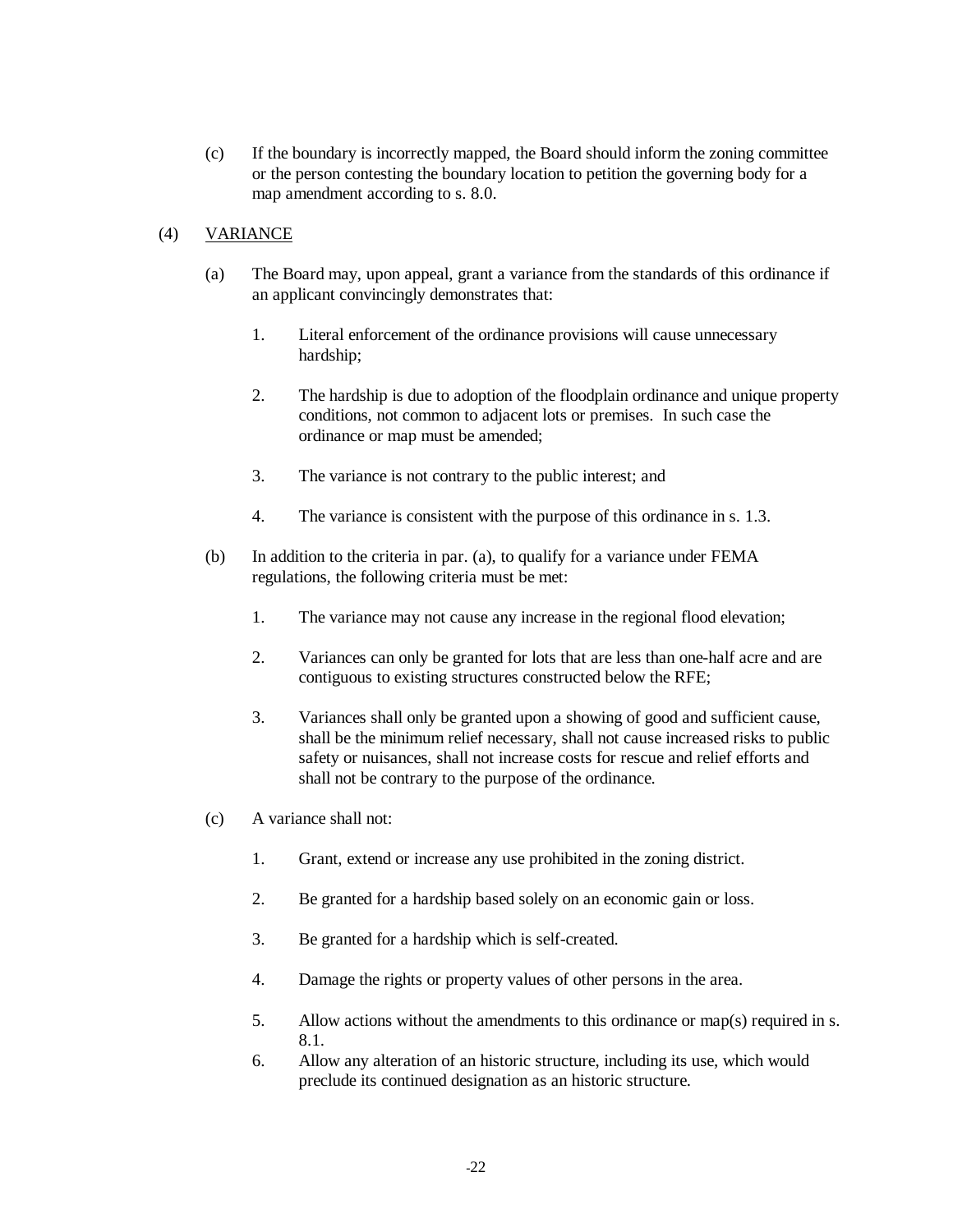(c) If the boundary is incorrectly mapped, the Board should inform the zoning committee or the person contesting the boundary location to petition the governing body for a map amendment according to s. 8.0.

(4) <u>VARIANCE</u>

(a) The Board may, upon appeal, grant a variance from the standards of this ordinance if an applicant convincingly demonstrates that:

1. Literal enforcement of the ordinance provisions will cause unnecessary hardship;

2. The hardship is due to adoption of the floodplain ordinance and unique property conditions, not common to adjacent lots or premises. In such case the ordinance or map must be amended;

3. The variance is not contrary to the public interest; and

4. The variance is consistent with the purpose of this ordinance in s. 1.3.

(b) In addition to the criteria in par. (a), to qualify for a variance under FEMA regulations, the following criteria must be met:

1. The variance may not cause any increase in the regional flood elevation;

2. Variances can only be granted for lots that are less than one-half acre and are contiguous to existing structures constructed below the RFE;

3. Variances shall only be granted upon a showing of good and sufficient cause, shall be the minimum relief necessary, shall not cause increased risks to public safety or nuisances, shall not increase costs for rescue and relief efforts and shall not be contrary to the purpose of the ordinance.

(c) A variance shall not:

1. Grant, extend or increase any use prohibited in the zoning district.

2. Be granted for a hardship based solely on an economic gain or loss.

3. Be granted for a hardship which is self-created.

4. Damage the rights or property values of other persons in the area.

5. Allow actions without the amendments to this ordinance or map(s) required in s. 8.1.

6. Allow any alteration of an historic structure, including its use, which would preclude its continued designation as an historic structure.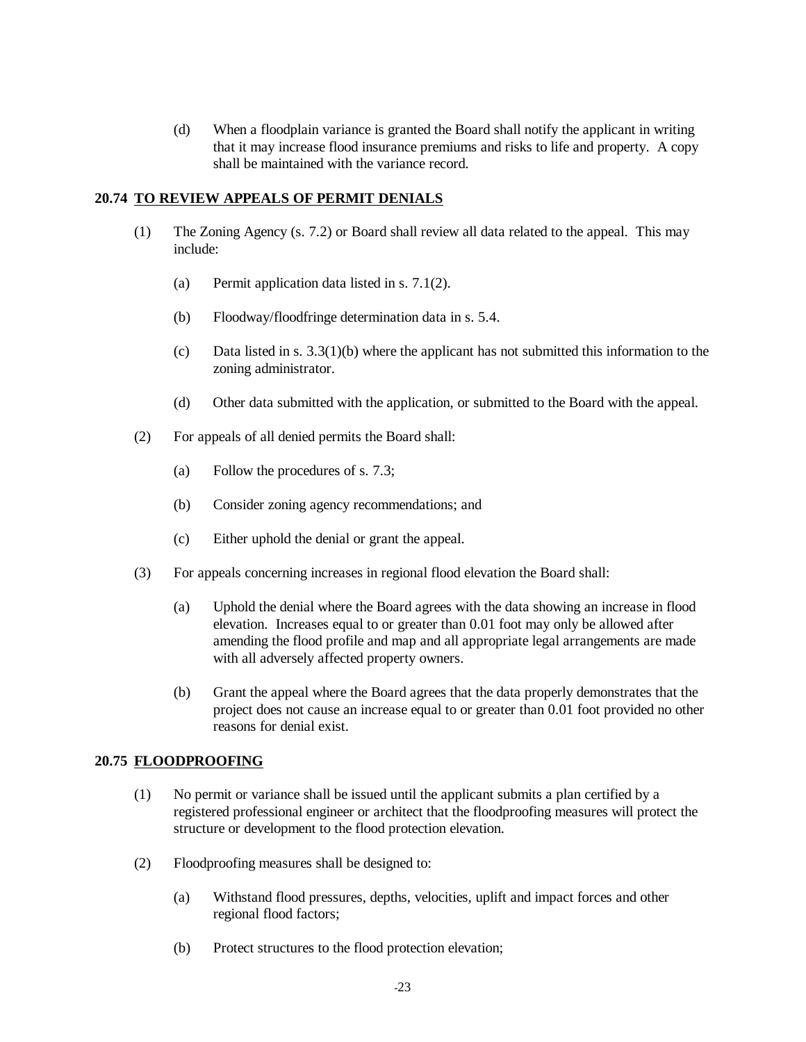(d) When a floodplain variance is granted the Board shall notify the applicant in writing that it may increase flood insurance premiums and risks to life and property. A copy shall be maintained with the variance record.

### 20.74 TO REVIEW APPEALS OF PERMIT DENIALS

(1) The Zoning Agency (s. 7.2) or Board shall review all data related to the appeal. This may include:

- (a) Permit application data listed in s. 7.1(2).
- (b) Floodway/floodfringe determination data in s. 5.4.
- (c) Data listed in s. 3.3(1)(b) where the applicant has not submitted this information to the zoning administrator.
- (d) Other data submitted with the application, or submitted to the Board with the appeal.

(2) For appeals of all denied permits the Board shall:

- (a) Follow the procedures of s. 7.3;
- (b) Consider zoning agency recommendations; and
- (c) Either uphold the denial or grant the appeal.

(3) For appeals concerning increases in regional flood elevation the Board shall:

- (a) Uphold the denial where the Board agrees with the data showing an increase in flood elevation. Increases equal to or greater than 0.01 foot may only be allowed after amending the flood profile and map and all appropriate legal arrangements are made with all adversely affected property owners.
- (b) Grant the appeal where the Board agrees that the data properly demonstrates that the project does not cause an increase equal to or greater than 0.01 foot provided no other reasons for denial exist.

### 20.75 FLOODPROOFING

(1) No permit or variance shall be issued until the applicant submits a plan certified by a registered professional engineer or architect that the floodproofing measures will protect the structure or development to the flood protection elevation.

(2) Floodproofing measures shall be designed to:

- (a) Withstand flood pressures, depths, velocities, uplift and impact forces and other regional flood factors;
- (b) Protect structures to the flood protection elevation;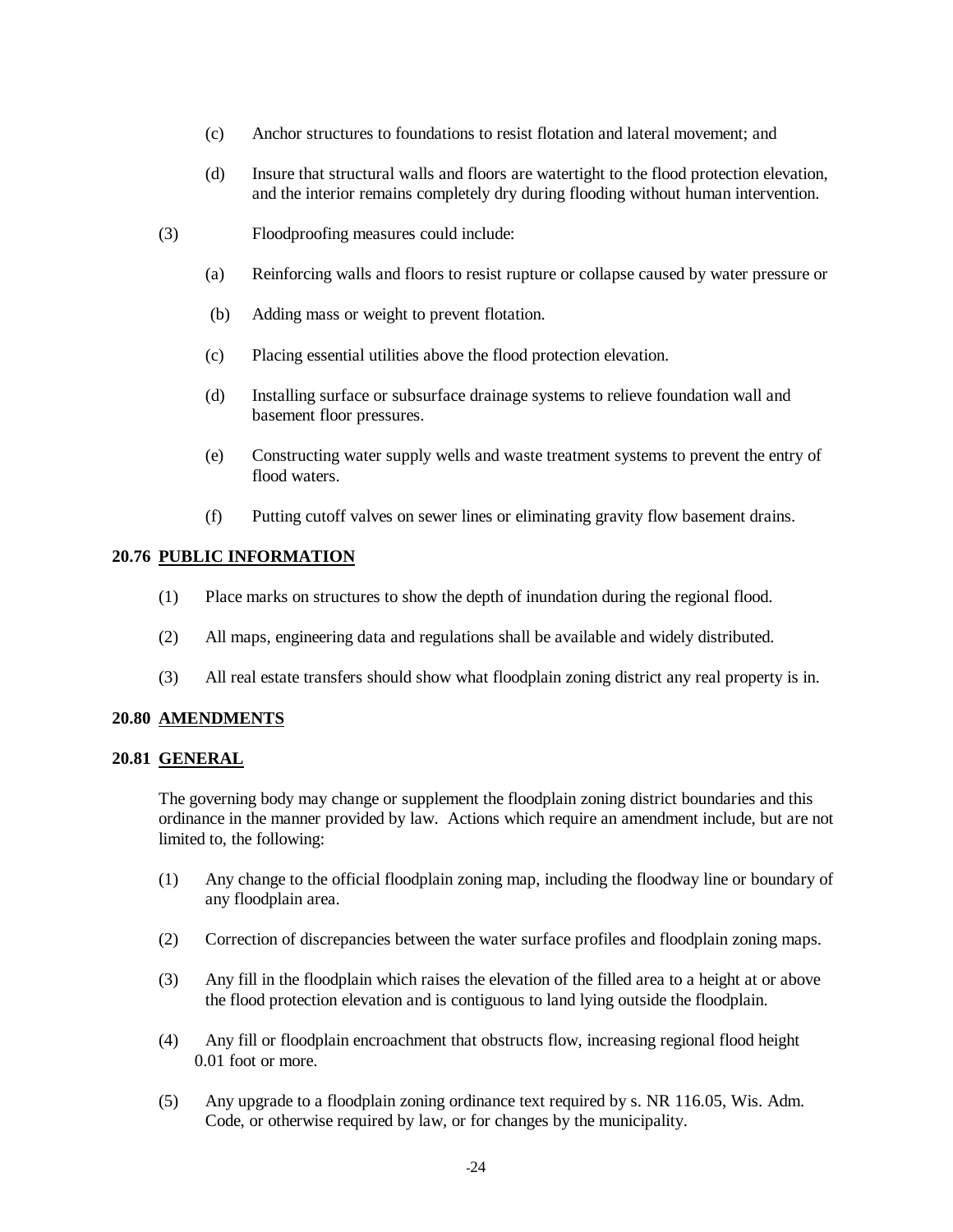(c) Anchor structures to foundations to resist flotation and lateral movement; and

(d) Insure that structural walls and floors are watertight to the flood protection elevation, and the interior remains completely dry during flooding without human intervention.

(3) Floodproofing measures could include:

(a) Reinforcing walls and floors to resist rupture or collapse caused by water pressure or

(b) Adding mass or weight to prevent flotation.

(c) Placing essential utilities above the flood protection elevation.

(d) Installing surface or subsurface drainage systems to relieve foundation wall and basement floor pressures.

(e) Constructing water supply wells and waste treatment systems to prevent the entry of flood waters.

(f) Putting cutoff valves on sewer lines or eliminating gravity flow basement drains.

**20.76 PUBLIC INFORMATION**

(1) Place marks on structures to show the depth of inundation during the regional flood.

(2) All maps, engineering data and regulations shall be available and widely distributed.

(3) All real estate transfers should show what floodplain zoning district any real property is in.

**20.80 AMENDMENTS**

**20.81 GENERAL**

The governing body may change or supplement the floodplain zoning district boundaries and this ordinance in the manner provided by law. Actions which require an amendment include, but are not limited to, the following:

(1) Any change to the official floodplain zoning map, including the floodway line or boundary of any floodplain area.

(2) Correction of discrepancies between the water surface profiles and floodplain zoning maps.

(3) Any fill in the floodplain which raises the elevation of the filled area to a height at or above the flood protection elevation and is contiguous to land lying outside the floodplain.

(4) Any fill or floodplain encroachment that obstructs flow, increasing regional flood height 0.01 foot or more.

(5) Any upgrade to a floodplain zoning ordinance text required by s. NR 116.05, Wis. Adm. Code, or otherwise required by law, or for changes by the municipality.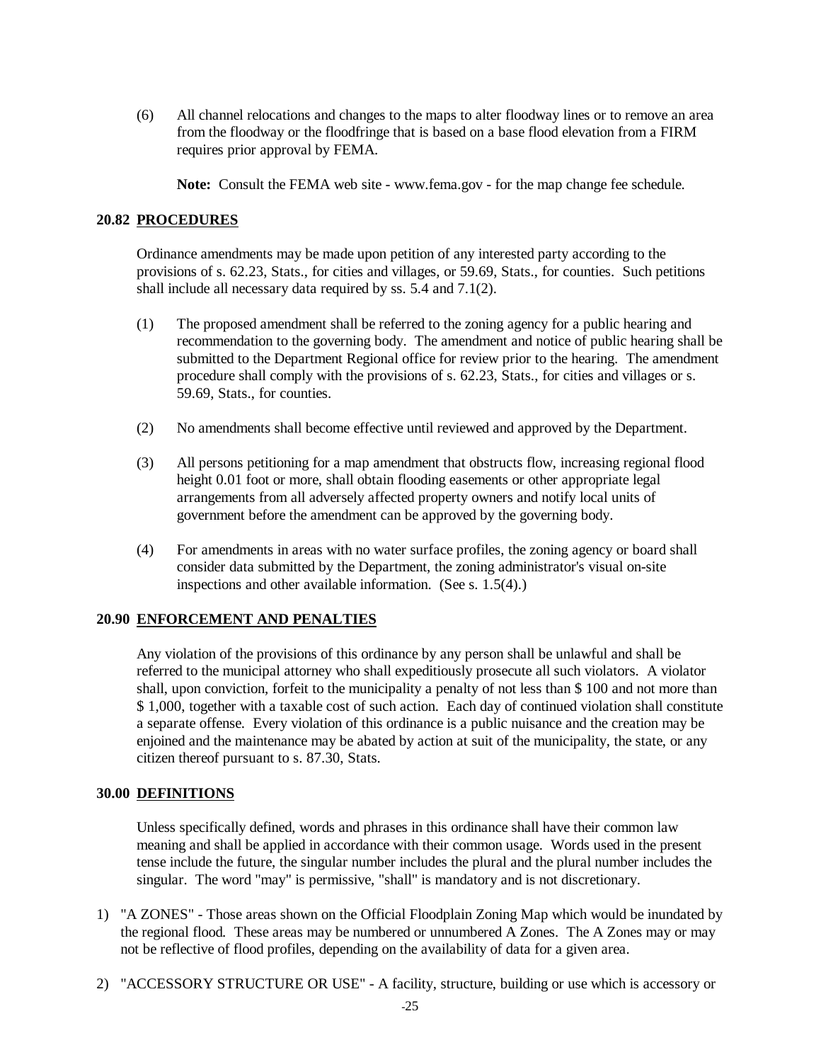(6) All channel relocations and changes to the maps to alter floodway lines or to remove an area from the floodway or the floodfringe that is based on a base flood elevation from a FIRM requires prior approval by FEMA.

**Note:** Consult the FEMA web site - www.fema.gov - for the map change fee schedule.

### 20.82 PROCEDURES

Ordinance amendments may be made upon petition of any interested party according to the provisions of s. 62.23, Stats., for cities and villages, or 59.69, Stats., for counties. Such petitions shall include all necessary data required by ss. 5.4 and 7.1(2).

(1) The proposed amendment shall be referred to the zoning agency for a public hearing and recommendation to the governing body. The amendment and notice of public hearing shall be submitted to the Department Regional office for review prior to the hearing. The amendment procedure shall comply with the provisions of s. 62.23, Stats., for cities and villages or s. 59.69, Stats., for counties.

(2) No amendments shall become effective until reviewed and approved by the Department.

(3) All persons petitioning for a map amendment that obstructs flow, increasing regional flood height 0.01 foot or more, shall obtain flooding easements or other appropriate legal arrangements from all adversely affected property owners and notify local units of government before the amendment can be approved by the governing body.

(4) For amendments in areas with no water surface profiles, the zoning agency or board shall consider data submitted by the Department, the zoning administrator's visual on-site inspections and other available information. (See s. 1.5(4).)

### 20.90 ENFORCEMENT AND PENALTIES

Any violation of the provisions of this ordinance by any person shall be unlawful and shall be referred to the municipal attorney who shall expeditiously prosecute all such violators. A violator shall, upon conviction, forfeit to the municipality a penalty of not less than $ 100 and not more than $ 1,000, together with a taxable cost of such action. Each day of continued violation shall constitute a separate offense. Every violation of this ordinance is a public nuisance and the creation may be enjoined and the maintenance may be abated by action at suit of the municipality, the state, or any citizen thereof pursuant to s. 87.30, Stats.

### 30.00 DEFINITIONS

Unless specifically defined, words and phrases in this ordinance shall have their common law meaning and shall be applied in accordance with their common usage. Words used in the present tense include the future, the singular number includes the plural and the plural number includes the singular. The word "may" is permissive, "shall" is mandatory and is not discretionary.

1) "A ZONES" - Those areas shown on the Official Floodplain Zoning Map which would be inundated by the regional flood. These areas may be numbered or unnumbered A Zones. The A Zones may or may not be reflective of flood profiles, depending on the availability of data for a given area.

2) "ACCESSORY STRUCTURE OR USE" - A facility, structure, building or use which is accessory or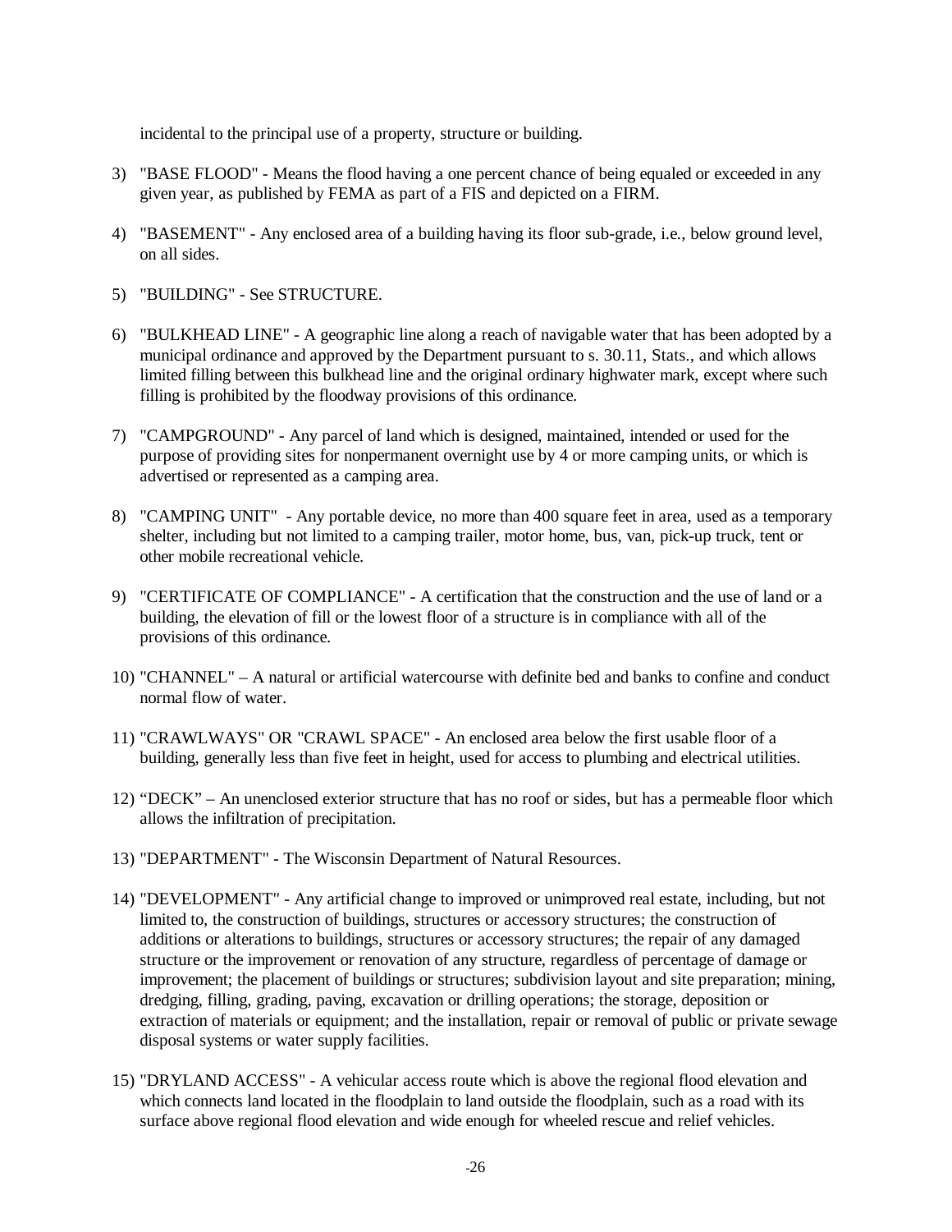incidental to the principal use of a property, structure or building.

3) "BASE FLOOD" - Means the flood having a one percent chance of being equaled or exceeded in any given year, as published by FEMA as part of a FIS and depicted on a FIRM.

4) "BASEMENT" - Any enclosed area of a building having its floor sub-grade, i.e., below ground level, on all sides.

5) "BUILDING" - See STRUCTURE.

6) "BULKHEAD LINE" - A geographic line along a reach of navigable water that has been adopted by a municipal ordinance and approved by the Department pursuant to s. 30.11, Stats., and which allows limited filling between this bulkhead line and the original ordinary highwater mark, except where such filling is prohibited by the floodway provisions of this ordinance.

7) "CAMPGROUND" - Any parcel of land which is designed, maintained, intended or used for the purpose of providing sites for nonpermanent overnight use by 4 or more camping units, or which is advertised or represented as a camping area.

8) "CAMPING UNIT" - Any portable device, no more than 400 square feet in area, used as a temporary shelter, including but not limited to a camping trailer, motor home, bus, van, pick-up truck, tent or other mobile recreational vehicle.

9) "CERTIFICATE OF COMPLIANCE" - A certification that the construction and the use of land or a building, the elevation of fill or the lowest floor of a structure is in compliance with all of the provisions of this ordinance.

10) "CHANNEL" – A natural or artificial watercourse with definite bed and banks to confine and conduct normal flow of water.

11) "CRAWLWAYS" OR "CRAWL SPACE" - An enclosed area below the first usable floor of a building, generally less than five feet in height, used for access to plumbing and electrical utilities.

12) "DECK" – An unenclosed exterior structure that has no roof or sides, but has a permeable floor which allows the infiltration of precipitation.

13) "DEPARTMENT" - The Wisconsin Department of Natural Resources.

14) "DEVELOPMENT" - Any artificial change to improved or unimproved real estate, including, but not limited to, the construction of buildings, structures or accessory structures; the construction of additions or alterations to buildings, structures or accessory structures; the repair of any damaged structure or the improvement or renovation of any structure, regardless of percentage of damage or improvement; the placement of buildings or structures; subdivision layout and site preparation; mining, dredging, filling, grading, paving, excavation or drilling operations; the storage, deposition or extraction of materials or equipment; and the installation, repair or removal of public or private sewage disposal systems or water supply facilities.

15) "DRYLAND ACCESS" - A vehicular access route which is above the regional flood elevation and which connects land located in the floodplain to land outside the floodplain, such as a road with its surface above regional flood elevation and wide enough for wheeled rescue and relief vehicles.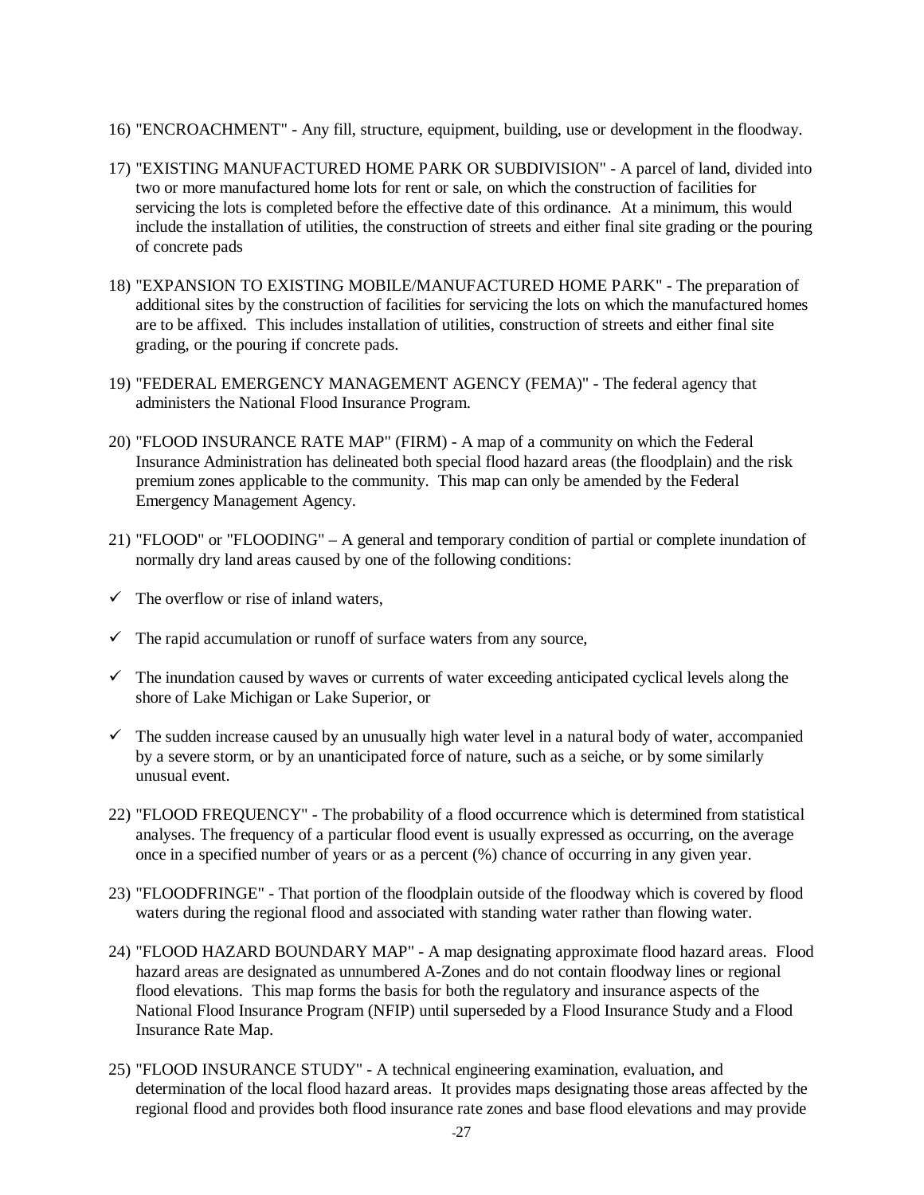16) "ENCROACHMENT" - Any fill, structure, equipment, building, use or development in the floodway.

17) "EXISTING MANUFACTURED HOME PARK OR SUBDIVISION" - A parcel of land, divided into two or more manufactured home lots for rent or sale, on which the construction of facilities for servicing the lots is completed before the effective date of this ordinance. At a minimum, this would include the installation of utilities, the construction of streets and either final site grading or the pouring of concrete pads

18) "EXPANSION TO EXISTING MOBILE/MANUFACTURED HOME PARK" - The preparation of additional sites by the construction of facilities for servicing the lots on which the manufactured homes are to be affixed. This includes installation of utilities, construction of streets and either final site grading, or the pouring if concrete pads.

19) "FEDERAL EMERGENCY MANAGEMENT AGENCY (FEMA)" - The federal agency that administers the National Flood Insurance Program.

20) "FLOOD INSURANCE RATE MAP" (FIRM) - A map of a community on which the Federal Insurance Administration has delineated both special flood hazard areas (the floodplain) and the risk premium zones applicable to the community. This map can only be amended by the Federal Emergency Management Agency.

21) "FLOOD" or "FLOODING" – A general and temporary condition of partial or complete inundation of normally dry land areas caused by one of the following conditions:

- ✓ The overflow or rise of inland waters,
- ✓ The rapid accumulation or runoff of surface waters from any source,
- ✓ The inundation caused by waves or currents of water exceeding anticipated cyclical levels along the shore of Lake Michigan or Lake Superior, or
- ✓ The sudden increase caused by an unusually high water level in a natural body of water, accompanied by a severe storm, or by an unanticipated force of nature, such as a seiche, or by some similarly unusual event.

22) "FLOOD FREQUENCY" - The probability of a flood occurrence which is determined from statistical analyses. The frequency of a particular flood event is usually expressed as occurring, on the average once in a specified number of years or as a percent (%) chance of occurring in any given year.

23) "FLOODFRINGE" - That portion of the floodplain outside of the floodway which is covered by flood waters during the regional flood and associated with standing water rather than flowing water.

24) "FLOOD HAZARD BOUNDARY MAP" - A map designating approximate flood hazard areas. Flood hazard areas are designated as unnumbered A-Zones and do not contain floodway lines or regional flood elevations. This map forms the basis for both the regulatory and insurance aspects of the National Flood Insurance Program (NFIP) until superseded by a Flood Insurance Study and a Flood Insurance Rate Map.

25) "FLOOD INSURANCE STUDY" - A technical engineering examination, evaluation, and determination of the local flood hazard areas. It provides maps designating those areas affected by the regional flood and provides both flood insurance rate zones and base flood elevations and may provide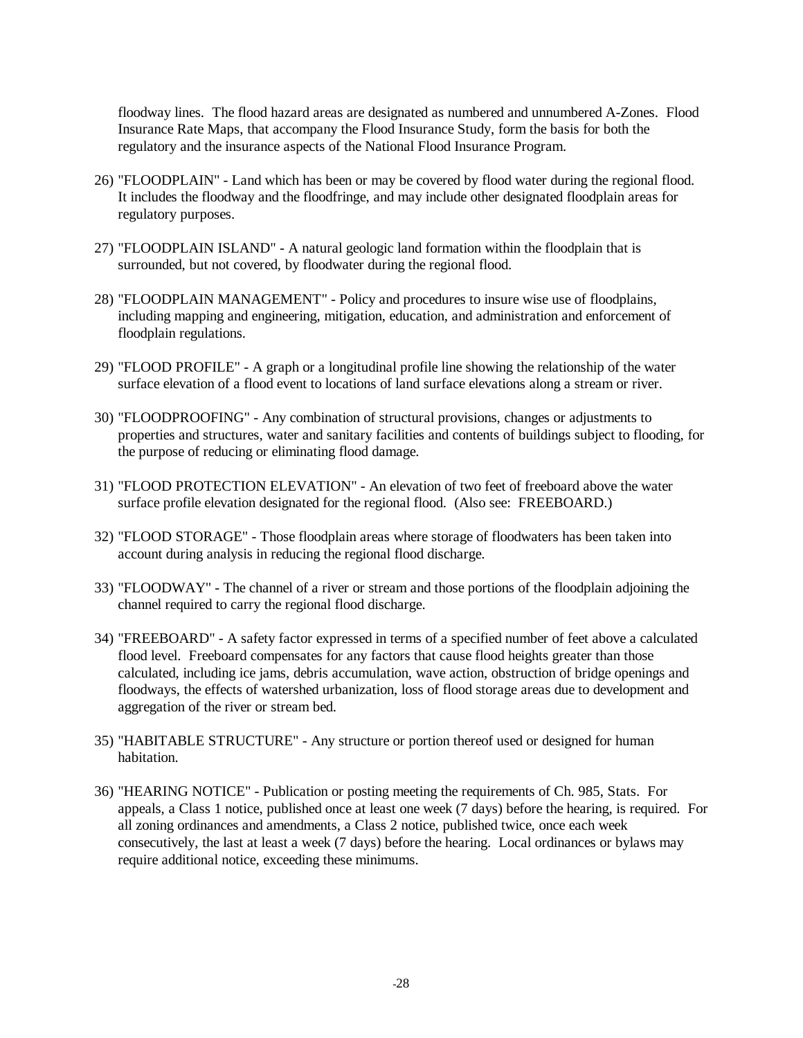floodway lines. The flood hazard areas are designated as numbered and unnumbered A-Zones. Flood Insurance Rate Maps, that accompany the Flood Insurance Study, form the basis for both the regulatory and the insurance aspects of the National Flood Insurance Program.

26) "FLOODPLAIN" - Land which has been or may be covered by flood water during the regional flood. It includes the floodway and the floodfringe, and may include other designated floodplain areas for regulatory purposes.

27) "FLOODPLAIN ISLAND" - A natural geologic land formation within the floodplain that is surrounded, but not covered, by floodwater during the regional flood.

28) "FLOODPLAIN MANAGEMENT" - Policy and procedures to insure wise use of floodplains, including mapping and engineering, mitigation, education, and administration and enforcement of floodplain regulations.

29) "FLOOD PROFILE" - A graph or a longitudinal profile line showing the relationship of the water surface elevation of a flood event to locations of land surface elevations along a stream or river.

30) "FLOODPROOFING" - Any combination of structural provisions, changes or adjustments to properties and structures, water and sanitary facilities and contents of buildings subject to flooding, for the purpose of reducing or eliminating flood damage.

31) "FLOOD PROTECTION ELEVATION" - An elevation of two feet of freeboard above the water surface profile elevation designated for the regional flood. (Also see: FREEBOARD.)

32) "FLOOD STORAGE" - Those floodplain areas where storage of floodwaters has been taken into account during analysis in reducing the regional flood discharge.

33) "FLOODWAY" - The channel of a river or stream and those portions of the floodplain adjoining the channel required to carry the regional flood discharge.

34) "FREEBOARD" - A safety factor expressed in terms of a specified number of feet above a calculated flood level. Freeboard compensates for any factors that cause flood heights greater than those calculated, including ice jams, debris accumulation, wave action, obstruction of bridge openings and floodways, the effects of watershed urbanization, loss of flood storage areas due to development and aggregation of the river or stream bed.

35) "HABITABLE STRUCTURE" - Any structure or portion thereof used or designed for human habitation.

36) "HEARING NOTICE" - Publication or posting meeting the requirements of Ch. 985, Stats. For appeals, a Class 1 notice, published once at least one week (7 days) before the hearing, is required. For all zoning ordinances and amendments, a Class 2 notice, published twice, once each week consecutively, the last at least a week (7 days) before the hearing. Local ordinances or bylaws may require additional notice, exceeding these minimums.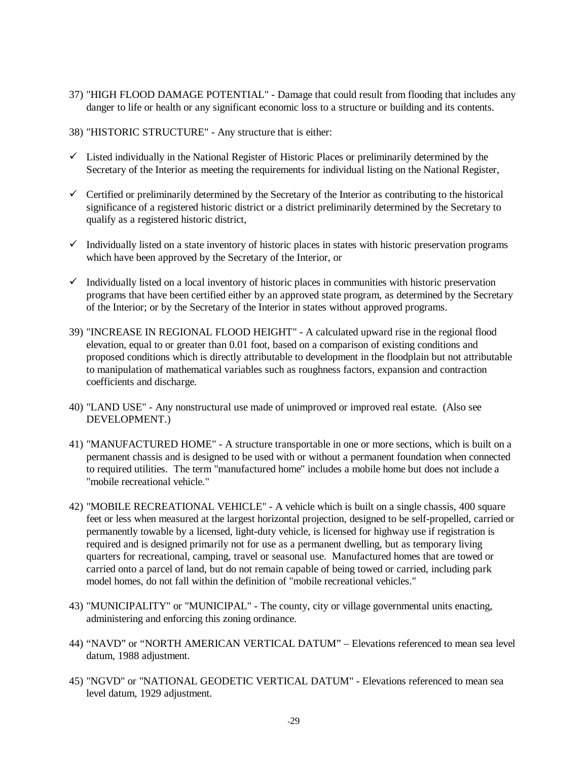37) "HIGH FLOOD DAMAGE POTENTIAL" - Damage that could result from flooding that includes any danger to life or health or any significant economic loss to a structure or building and its contents.

38) "HISTORIC STRUCTURE" - Any structure that is either:

- ✓ Listed individually in the National Register of Historic Places or preliminarily determined by the Secretary of the Interior as meeting the requirements for individual listing on the National Register,
- ✓ Certified or preliminarily determined by the Secretary of the Interior as contributing to the historical significance of a registered historic district or a district preliminarily determined by the Secretary to qualify as a registered historic district,
- ✓ Individually listed on a state inventory of historic places in states with historic preservation programs which have been approved by the Secretary of the Interior, or
- ✓ Individually listed on a local inventory of historic places in communities with historic preservation programs that have been certified either by an approved state program, as determined by the Secretary of the Interior; or by the Secretary of the Interior in states without approved programs.

39) "INCREASE IN REGIONAL FLOOD HEIGHT" - A calculated upward rise in the regional flood elevation, equal to or greater than 0.01 foot, based on a comparison of existing conditions and proposed conditions which is directly attributable to development in the floodplain but not attributable to manipulation of mathematical variables such as roughness factors, expansion and contraction coefficients and discharge.

40) "LAND USE" - Any nonstructural use made of unimproved or improved real estate. (Also see DEVELOPMENT.)

41) "MANUFACTURED HOME" - A structure transportable in one or more sections, which is built on a permanent chassis and is designed to be used with or without a permanent foundation when connected to required utilities. The term "manufactured home" includes a mobile home but does not include a "mobile recreational vehicle."

42) "MOBILE RECREATIONAL VEHICLE" - A vehicle which is built on a single chassis, 400 square feet or less when measured at the largest horizontal projection, designed to be self-propelled, carried or permanently towable by a licensed, light-duty vehicle, is licensed for highway use if registration is required and is designed primarily not for use as a permanent dwelling, but as temporary living quarters for recreational, camping, travel or seasonal use. Manufactured homes that are towed or carried onto a parcel of land, but do not remain capable of being towed or carried, including park model homes, do not fall within the definition of "mobile recreational vehicles."

43) "MUNICIPALITY" or "MUNICIPAL" - The county, city or village governmental units enacting, administering and enforcing this zoning ordinance.

44) "NAVD" or "NORTH AMERICAN VERTICAL DATUM" – Elevations referenced to mean sea level datum, 1988 adjustment.

45) "NGVD" or "NATIONAL GEODETIC VERTICAL DATUM" - Elevations referenced to mean sea level datum, 1929 adjustment.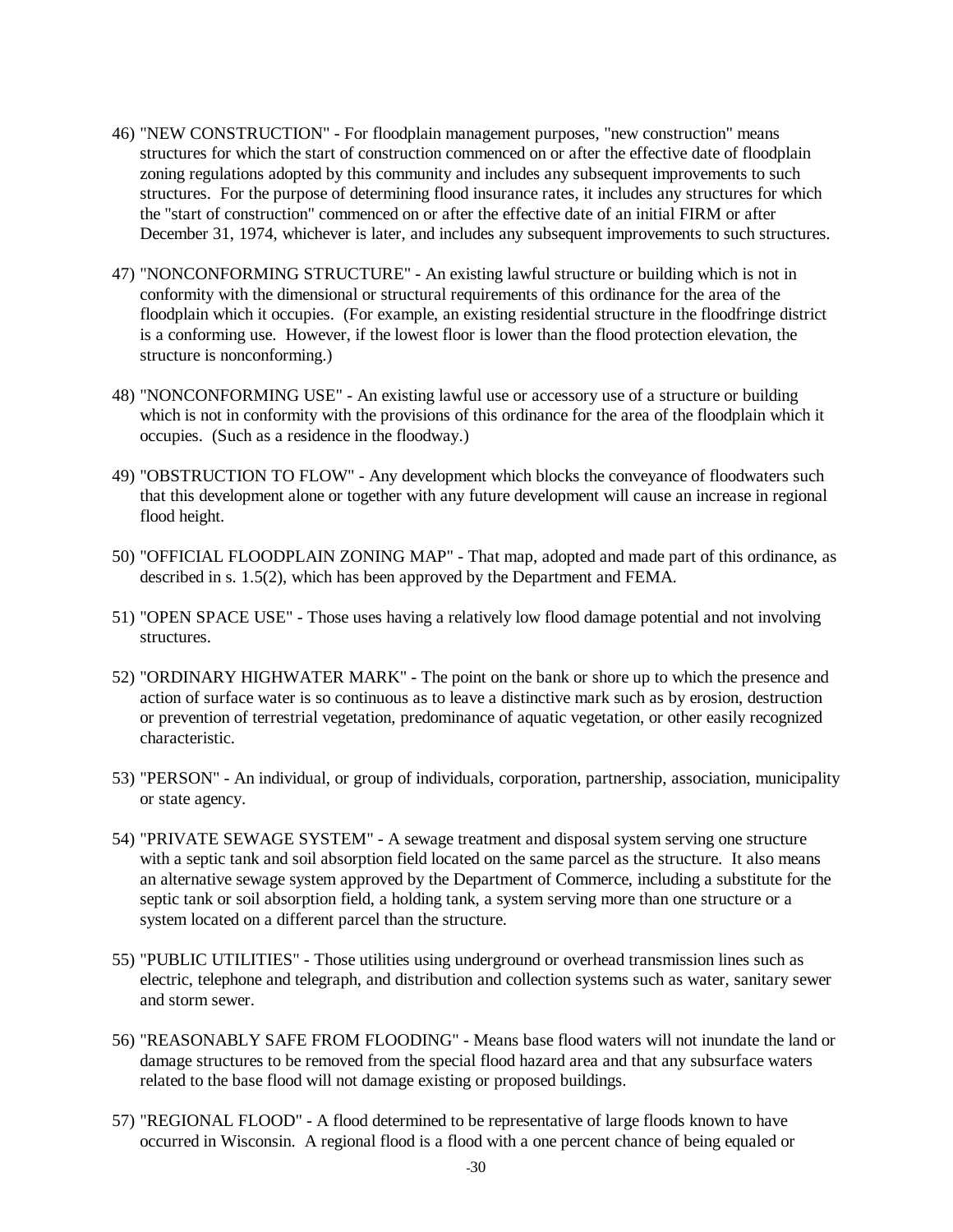46) "NEW CONSTRUCTION" - For floodplain management purposes, "new construction" means structures for which the start of construction commenced on or after the effective date of floodplain zoning regulations adopted by this community and includes any subsequent improvements to such structures. For the purpose of determining flood insurance rates, it includes any structures for which the "start of construction" commenced on or after the effective date of an initial FIRM or after December 31, 1974, whichever is later, and includes any subsequent improvements to such structures.

47) "NONCONFORMING STRUCTURE" - An existing lawful structure or building which is not in conformity with the dimensional or structural requirements of this ordinance for the area of the floodplain which it occupies. (For example, an existing residential structure in the floodfringe district is a conforming use. However, if the lowest floor is lower than the flood protection elevation, the structure is nonconforming.)

48) "NONCONFORMING USE" - An existing lawful use or accessory use of a structure or building which is not in conformity with the provisions of this ordinance for the area of the floodplain which it occupies. (Such as a residence in the floodway.)

49) "OBSTRUCTION TO FLOW" - Any development which blocks the conveyance of floodwaters such that this development alone or together with any future development will cause an increase in regional flood height.

50) "OFFICIAL FLOODPLAIN ZONING MAP" - That map, adopted and made part of this ordinance, as described in s. 1.5(2), which has been approved by the Department and FEMA.

51) "OPEN SPACE USE" - Those uses having a relatively low flood damage potential and not involving structures.

52) "ORDINARY HIGHWATER MARK" - The point on the bank or shore up to which the presence and action of surface water is so continuous as to leave a distinctive mark such as by erosion, destruction or prevention of terrestrial vegetation, predominance of aquatic vegetation, or other easily recognized characteristic.

53) "PERSON" - An individual, or group of individuals, corporation, partnership, association, municipality or state agency.

54) "PRIVATE SEWAGE SYSTEM" - A sewage treatment and disposal system serving one structure with a septic tank and soil absorption field located on the same parcel as the structure. It also means an alternative sewage system approved by the Department of Commerce, including a substitute for the septic tank or soil absorption field, a holding tank, a system serving more than one structure or a system located on a different parcel than the structure.

55) "PUBLIC UTILITIES" - Those utilities using underground or overhead transmission lines such as electric, telephone and telegraph, and distribution and collection systems such as water, sanitary sewer and storm sewer.

56) "REASONABLY SAFE FROM FLOODING" - Means base flood waters will not inundate the land or damage structures to be removed from the special flood hazard area and that any subsurface waters related to the base flood will not damage existing or proposed buildings.

57) "REGIONAL FLOOD" - A flood determined to be representative of large floods known to have occurred in Wisconsin. A regional flood is a flood with a one percent chance of being equaled or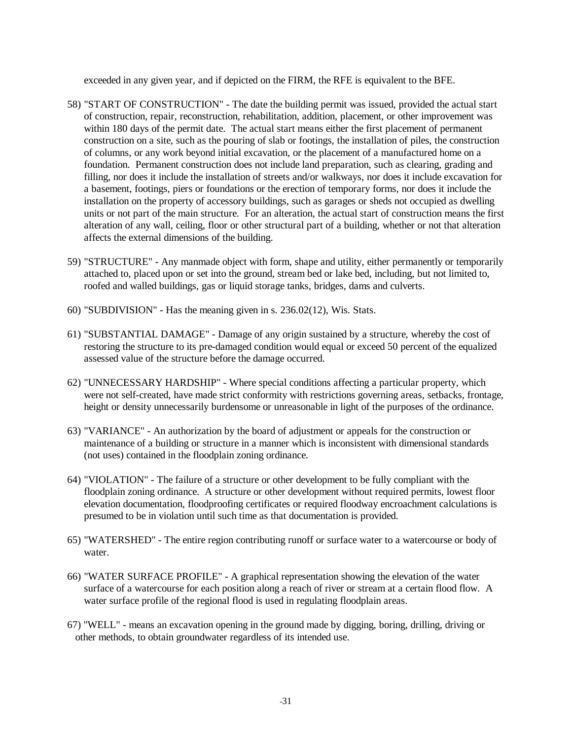exceeded in any given year, and if depicted on the FIRM, the RFE is equivalent to the BFE.

58) "START OF CONSTRUCTION" - The date the building permit was issued, provided the actual start of construction, repair, reconstruction, rehabilitation, addition, placement, or other improvement was within 180 days of the permit date. The actual start means either the first placement of permanent construction on a site, such as the pouring of slab or footings, the installation of piles, the construction of columns, or any work beyond initial excavation, or the placement of a manufactured home on a foundation. Permanent construction does not include land preparation, such as clearing, grading and filling, nor does it include the installation of streets and/or walkways, nor does it include excavation for a basement, footings, piers or foundations or the erection of temporary forms, nor does it include the installation on the property of accessory buildings, such as garages or sheds not occupied as dwelling units or not part of the main structure. For an alteration, the actual start of construction means the first alteration of any wall, ceiling, floor or other structural part of a building, whether or not that alteration affects the external dimensions of the building.

59) "STRUCTURE" - Any manmade object with form, shape and utility, either permanently or temporarily attached to, placed upon or set into the ground, stream bed or lake bed, including, but not limited to, roofed and walled buildings, gas or liquid storage tanks, bridges, dams and culverts.

60) "SUBDIVISION" - Has the meaning given in s. 236.02(12), Wis. Stats.

61) "SUBSTANTIAL DAMAGE" - Damage of any origin sustained by a structure, whereby the cost of restoring the structure to its pre-damaged condition would equal or exceed 50 percent of the equalized assessed value of the structure before the damage occurred.

62) "UNNECESSARY HARDSHIP" - Where special conditions affecting a particular property, which were not self-created, have made strict conformity with restrictions governing areas, setbacks, frontage, height or density unnecessarily burdensome or unreasonable in light of the purposes of the ordinance.

63) "VARIANCE" - An authorization by the board of adjustment or appeals for the construction or maintenance of a building or structure in a manner which is inconsistent with dimensional standards (not uses) contained in the floodplain zoning ordinance.

64) "VIOLATION" - The failure of a structure or other development to be fully compliant with the floodplain zoning ordinance. A structure or other development without required permits, lowest floor elevation documentation, floodproofing certificates or required floodway encroachment calculations is presumed to be in violation until such time as that documentation is provided.

65) "WATERSHED" - The entire region contributing runoff or surface water to a watercourse or body of water.

66) "WATER SURFACE PROFILE" - A graphical representation showing the elevation of the water surface of a watercourse for each position along a reach of river or stream at a certain flood flow. A water surface profile of the regional flood is used in regulating floodplain areas.

67) "WELL" - means an excavation opening in the ground made by digging, boring, drilling, driving or other methods, to obtain groundwater regardless of its intended use.